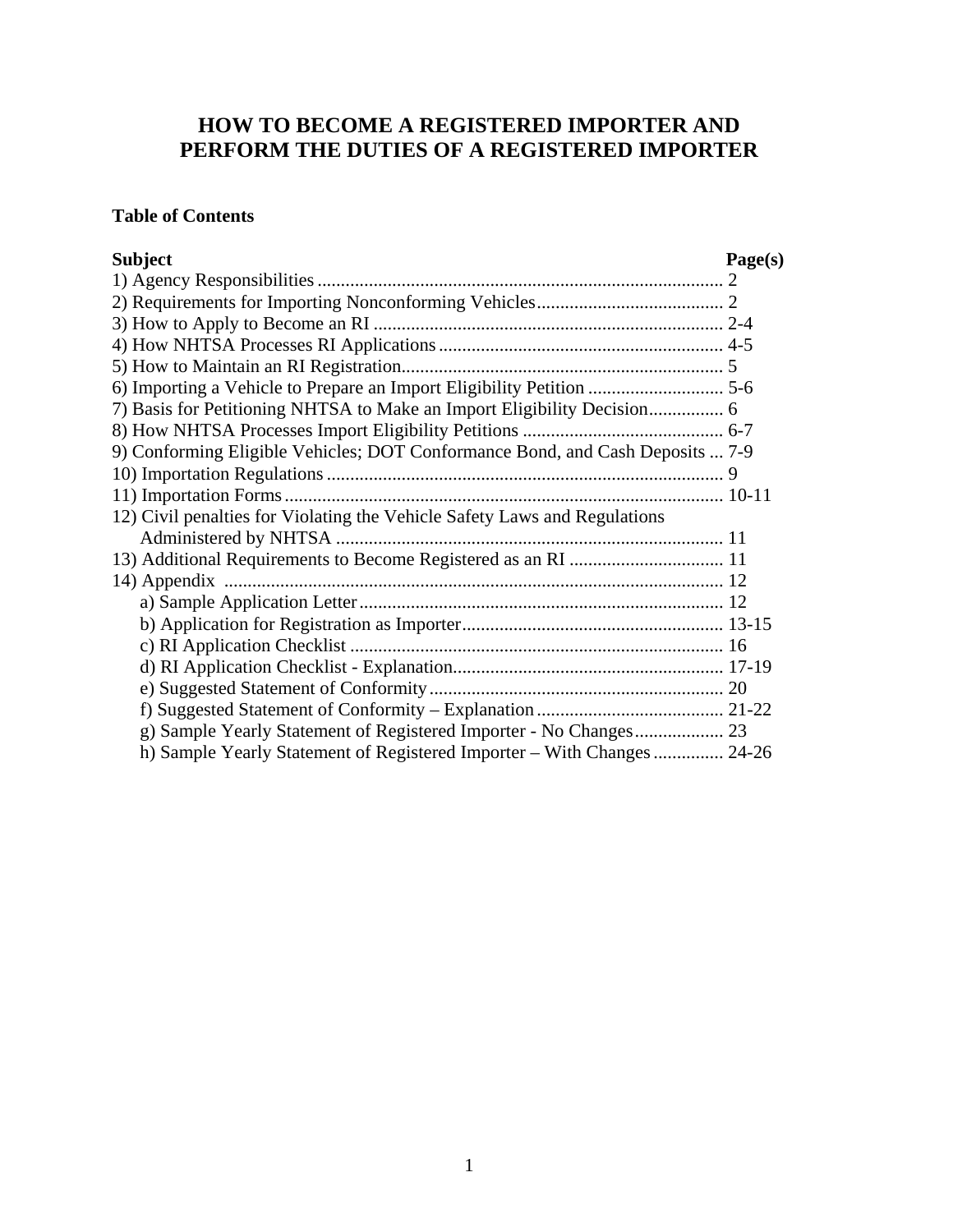# HOW TO BECOME A REGISTERED IMPORTER AND PERFORM THE DUTIES OF A REGISTERED IMPORTER

**Table of Contents**

| Subject | Page(s) |
| --- | --- |
| 1) Agency Responsibilities | 2 |
| 2) Requirements for Importing Nonconforming Vehicles | 2 |
| 3) How to Apply to Become an RI | 2-4 |
| 4) How NHTSA Processes RI Applications | 4-5 |
| 5) How to Maintain an RI Registration | 5 |
| 6) Importing a Vehicle to Prepare an Import Eligibility Petition | 5-6 |
| 7) Basis for Petitioning NHTSA to Make an Import Eligibility Decision | 6 |
| 8) How NHTSA Processes Import Eligibility Petitions | 6-7 |
| 9) Conforming Eligible Vehicles; DOT Conformance Bond, and Cash Deposits | 7-9 |
| 10) Importation Regulations | 9 |
| 11) Importation Forms | 10-11 |
| 12) Civil penalties for Violating the Vehicle Safety Laws and Regulations Administered by NHTSA | 11 |
| 13) Additional Requirements to Become Registered as an RI | 11 |
| 14) Appendix | 12 |
| a) Sample Application Letter | 12 |
| b) Application for Registration as Importer | 13-15 |
| c) RI Application Checklist | 16 |
| d) RI Application Checklist - Explanation | 17-19 |
| e) Suggested Statement of Conformity | 20 |
| f) Suggested Statement of Conformity – Explanation | 21-22 |
| g) Sample Yearly Statement of Registered Importer - No Changes | 23 |
| h) Sample Yearly Statement of Registered Importer – With Changes | 24-26 |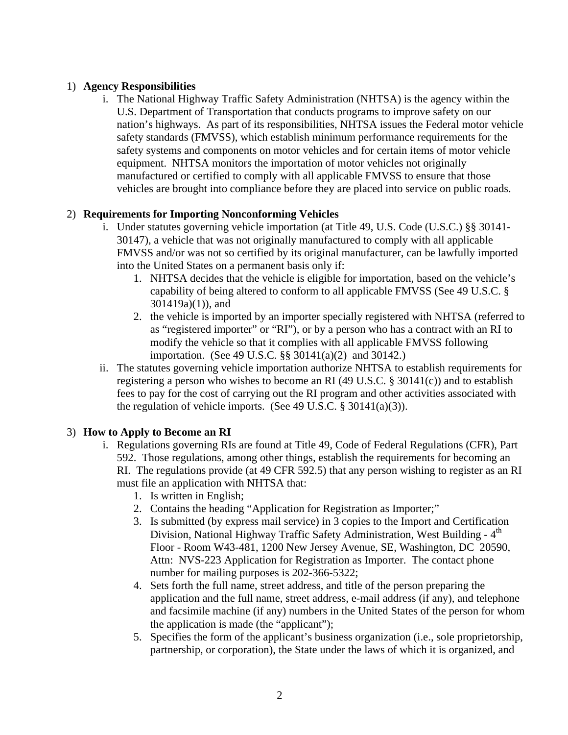1) **Agency Responsibilities**

    i. The National Highway Traffic Safety Administration (NHTSA) is the agency within the U.S. Department of Transportation that conducts programs to improve safety on our nation's highways. As part of its responsibilities, NHTSA issues the Federal motor vehicle safety standards (FMVSS), which establish minimum performance requirements for the safety systems and components on motor vehicles and for certain items of motor vehicle equipment. NHTSA monitors the importation of motor vehicles not originally manufactured or certified to comply with all applicable FMVSS to ensure that those vehicles are brought into compliance before they are placed into service on public roads.

2) **Requirements for Importing Nonconforming Vehicles**

    i. Under statutes governing vehicle importation (at Title 49, U.S. Code (U.S.C.) §§ 30141-30147), a vehicle that was not originally manufactured to comply with all applicable FMVSS and/or was not so certified by its original manufacturer, can be lawfully imported into the United States on a permanent basis only if:
        1. NHTSA decides that the vehicle is eligible for importation, based on the vehicle's capability of being altered to conform to all applicable FMVSS (See 49 U.S.C. § 301419a)(1)), and
        2. the vehicle is imported by an importer specially registered with NHTSA (referred to as "registered importer" or "RI"), or by a person who has a contract with an RI to modify the vehicle so that it complies with all applicable FMVSS following importation. (See 49 U.S.C. §§ 30141(a)(2) and 30142.)

    ii. The statutes governing vehicle importation authorize NHTSA to establish requirements for registering a person who wishes to become an RI (49 U.S.C. § 30141(c)) and to establish fees to pay for the cost of carrying out the RI program and other activities associated with the regulation of vehicle imports. (See 49 U.S.C. § 30141(a)(3)).

3) **How to Apply to Become an RI**

    i. Regulations governing RIs are found at Title 49, Code of Federal Regulations (CFR), Part 592. Those regulations, among other things, establish the requirements for becoming an RI. The regulations provide (at 49 CFR 592.5) that any person wishing to register as an RI must file an application with NHTSA that:
        1. Is written in English;
        2. Contains the heading "Application for Registration as Importer;"
        3. Is submitted (by express mail service) in 3 copies to the Import and Certification Division, National Highway Traffic Safety Administration, West Building - 4th Floor - Room W43-481, 1200 New Jersey Avenue, SE, Washington, DC 20590, Attn: NVS-223 Application for Registration as Importer. The contact phone number for mailing purposes is 202-366-5322;
        4. Sets forth the full name, street address, and title of the person preparing the application and the full name, street address, e-mail address (if any), and telephone and facsimile machine (if any) numbers in the United States of the person for whom the application is made (the "applicant");
        5. Specifies the form of the applicant's business organization (i.e., sole proprietorship, partnership, or corporation), the State under the laws of which it is organized, and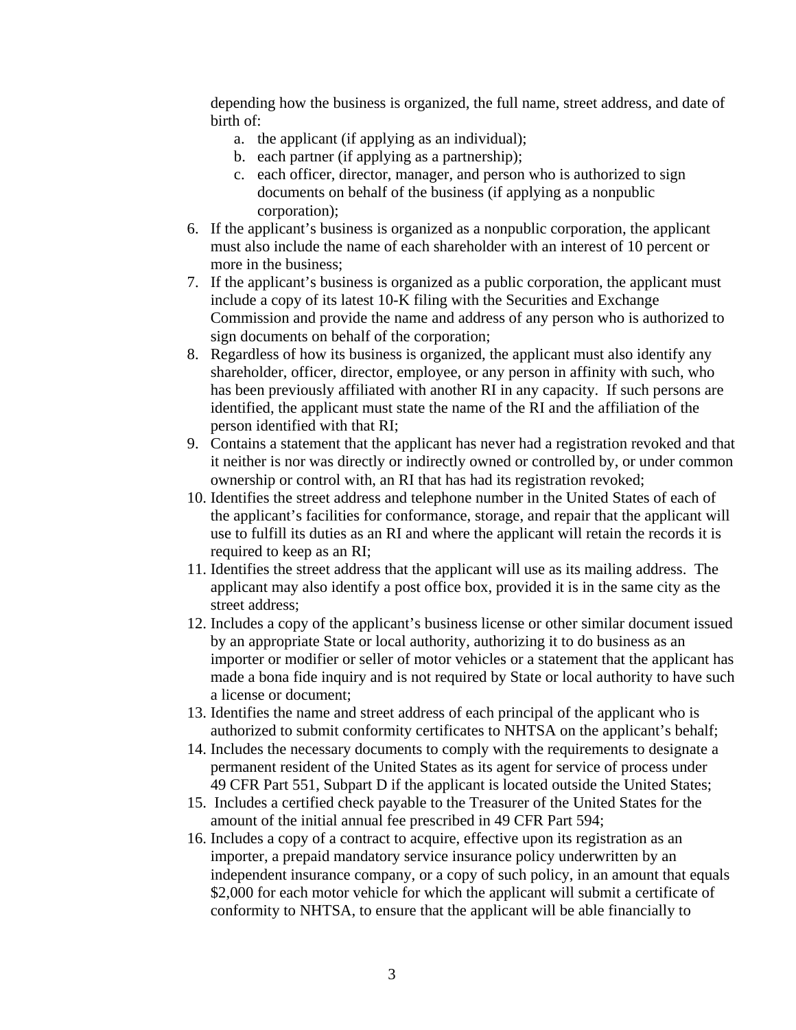depending how the business is organized, the full name, street address, and date of birth of:

   a. the applicant (if applying as an individual);
   b. each partner (if applying as a partnership);
   c. each officer, director, manager, and person who is authorized to sign documents on behalf of the business (if applying as a nonpublic corporation);

6. If the applicant's business is organized as a nonpublic corporation, the applicant must also include the name of each shareholder with an interest of 10 percent or more in the business;
7. If the applicant's business is organized as a public corporation, the applicant must include a copy of its latest 10-K filing with the Securities and Exchange Commission and provide the name and address of any person who is authorized to sign documents on behalf of the corporation;
8. Regardless of how its business is organized, the applicant must also identify any shareholder, officer, director, employee, or any person in affinity with such, who has been previously affiliated with another RI in any capacity. If such persons are identified, the applicant must state the name of the RI and the affiliation of the person identified with that RI;
9. Contains a statement that the applicant has never had a registration revoked and that it neither is nor was directly or indirectly owned or controlled by, or under common ownership or control with, an RI that has had its registration revoked;
10. Identifies the street address and telephone number in the United States of each of the applicant's facilities for conformance, storage, and repair that the applicant will use to fulfill its duties as an RI and where the applicant will retain the records it is required to keep as an RI;
11. Identifies the street address that the applicant will use as its mailing address. The applicant may also identify a post office box, provided it is in the same city as the street address;
12. Includes a copy of the applicant's business license or other similar document issued by an appropriate State or local authority, authorizing it to do business as an importer or modifier or seller of motor vehicles or a statement that the applicant has made a bona fide inquiry and is not required by State or local authority to have such a license or document;
13. Identifies the name and street address of each principal of the applicant who is authorized to submit conformity certificates to NHTSA on the applicant's behalf;
14. Includes the necessary documents to comply with the requirements to designate a permanent resident of the United States as its agent for service of process under 49 CFR Part 551, Subpart D if the applicant is located outside the United States;
15. Includes a certified check payable to the Treasurer of the United States for the amount of the initial annual fee prescribed in 49 CFR Part 594;
16. Includes a copy of a contract to acquire, effective upon its registration as an importer, a prepaid mandatory service insurance policy underwritten by an independent insurance company, or a copy of such policy, in an amount that equals $2,000 for each motor vehicle for which the applicant will submit a certificate of conformity to NHTSA, to ensure that the applicant will be able financially to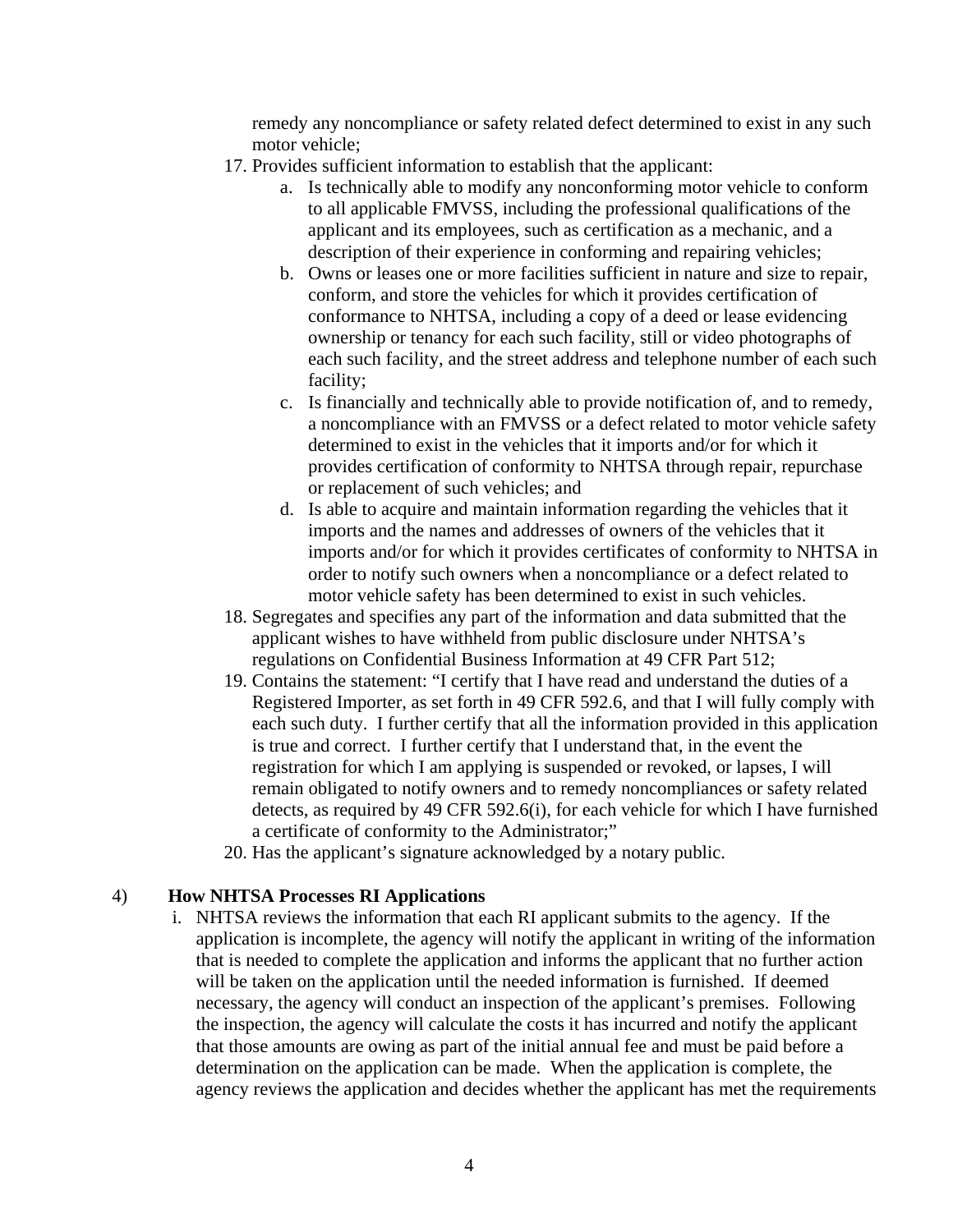remedy any noncompliance or safety related defect determined to exist in any such motor vehicle;

17. Provides sufficient information to establish that the applicant:
    a. Is technically able to modify any nonconforming motor vehicle to conform to all applicable FMVSS, including the professional qualifications of the applicant and its employees, such as certification as a mechanic, and a description of their experience in conforming and repairing vehicles;
    b. Owns or leases one or more facilities sufficient in nature and size to repair, conform, and store the vehicles for which it provides certification of conformance to NHTSA, including a copy of a deed or lease evidencing ownership or tenancy for each such facility, still or video photographs of each such facility, and the street address and telephone number of each such facility;
    c. Is financially and technically able to provide notification of, and to remedy, a noncompliance with an FMVSS or a defect related to motor vehicle safety determined to exist in the vehicles that it imports and/or for which it provides certification of conformity to NHTSA through repair, repurchase or replacement of such vehicles; and
    d. Is able to acquire and maintain information regarding the vehicles that it imports and the names and addresses of owners of the vehicles that it imports and/or for which it provides certificates of conformity to NHTSA in order to notify such owners when a noncompliance or a defect related to motor vehicle safety has been determined to exist in such vehicles.
18. Segregates and specifies any part of the information and data submitted that the applicant wishes to have withheld from public disclosure under NHTSA's regulations on Confidential Business Information at 49 CFR Part 512;
19. Contains the statement: "I certify that I have read and understand the duties of a Registered Importer, as set forth in 49 CFR 592.6, and that I will fully comply with each such duty. I further certify that all the information provided in this application is true and correct. I further certify that I understand that, in the event the registration for which I am applying is suspended or revoked, or lapses, I will remain obligated to notify owners and to remedy noncompliances or safety related detects, as required by 49 CFR 592.6(i), for each vehicle for which I have furnished a certificate of conformity to the Administrator;"
20. Has the applicant's signature acknowledged by a notary public.

## 4) How NHTSA Processes RI Applications

i. NHTSA reviews the information that each RI applicant submits to the agency. If the application is incomplete, the agency will notify the applicant in writing of the information that is needed to complete the application and informs the applicant that no further action will be taken on the application until the needed information is furnished. If deemed necessary, the agency will conduct an inspection of the applicant's premises. Following the inspection, the agency will calculate the costs it has incurred and notify the applicant that those amounts are owing as part of the initial annual fee and must be paid before a determination on the application can be made. When the application is complete, the agency reviews the application and decides whether the applicant has met the requirements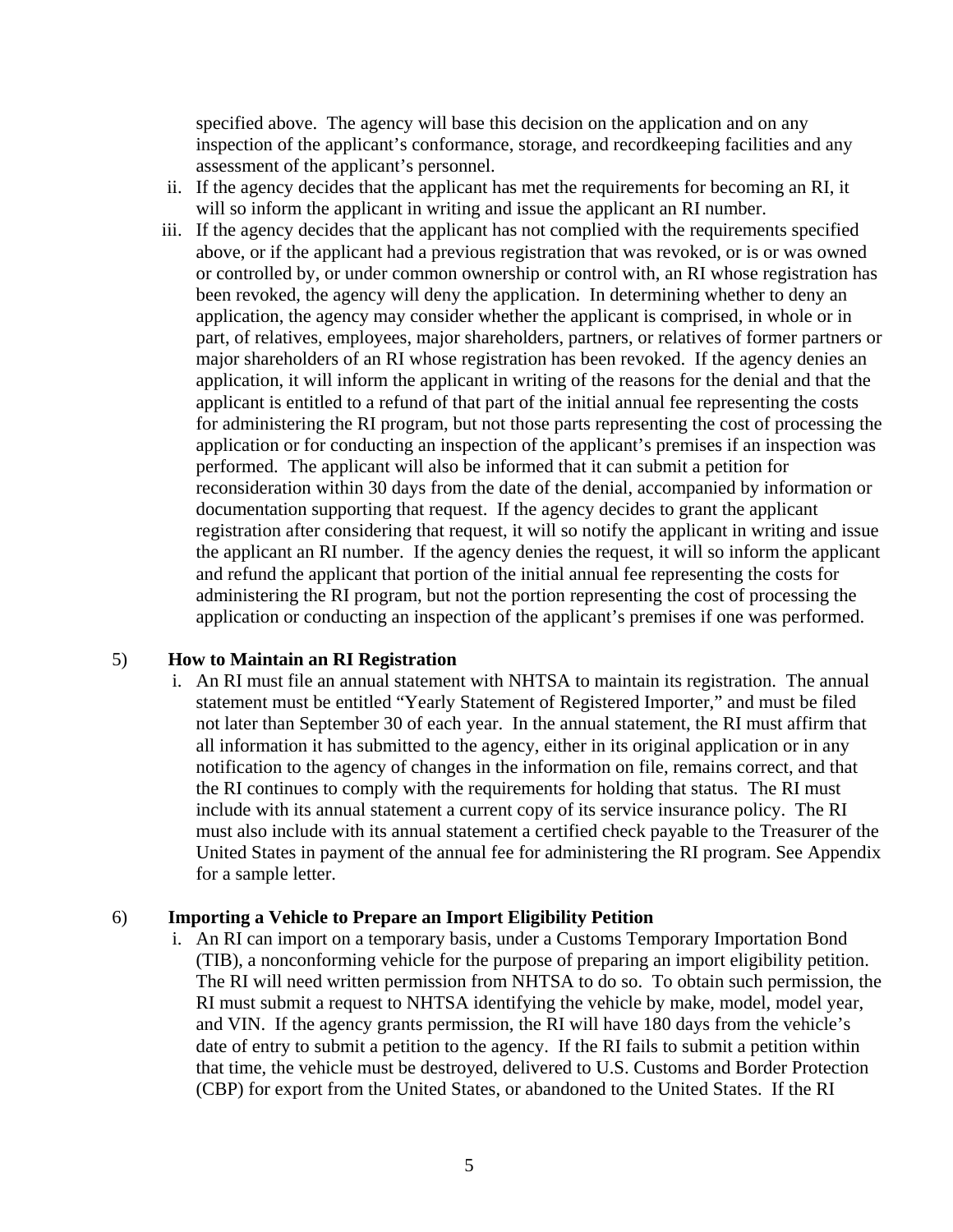specified above. The agency will base this decision on the application and on any inspection of the applicant's conformance, storage, and recordkeeping facilities and any assessment of the applicant's personnel.

ii. If the agency decides that the applicant has met the requirements for becoming an RI, it will so inform the applicant in writing and issue the applicant an RI number.

iii. If the agency decides that the applicant has not complied with the requirements specified above, or if the applicant had a previous registration that was revoked, or is or was owned or controlled by, or under common ownership or control with, an RI whose registration has been revoked, the agency will deny the application. In determining whether to deny an application, the agency may consider whether the applicant is comprised, in whole or in part, of relatives, employees, major shareholders, partners, or relatives of former partners or major shareholders of an RI whose registration has been revoked. If the agency denies an application, it will inform the applicant in writing of the reasons for the denial and that the applicant is entitled to a refund of that part of the initial annual fee representing the costs for administering the RI program, but not those parts representing the cost of processing the application or for conducting an inspection of the applicant's premises if an inspection was performed. The applicant will also be informed that it can submit a petition for reconsideration within 30 days from the date of the denial, accompanied by information or documentation supporting that request. If the agency decides to grant the applicant registration after considering that request, it will so notify the applicant in writing and issue the applicant an RI number. If the agency denies the request, it will so inform the applicant and refund the applicant that portion of the initial annual fee representing the costs for administering the RI program, but not the portion representing the cost of processing the application or conducting an inspection of the applicant's premises if one was performed.

5) **How to Maintain an RI Registration**

i. An RI must file an annual statement with NHTSA to maintain its registration. The annual statement must be entitled "Yearly Statement of Registered Importer," and must be filed not later than September 30 of each year. In the annual statement, the RI must affirm that all information it has submitted to the agency, either in its original application or in any notification to the agency of changes in the information on file, remains correct, and that the RI continues to comply with the requirements for holding that status. The RI must include with its annual statement a current copy of its service insurance policy. The RI must also include with its annual statement a certified check payable to the Treasurer of the United States in payment of the annual fee for administering the RI program. See Appendix for a sample letter.

6) **Importing a Vehicle to Prepare an Import Eligibility Petition**

i. An RI can import on a temporary basis, under a Customs Temporary Importation Bond (TIB), a nonconforming vehicle for the purpose of preparing an import eligibility petition. The RI will need written permission from NHTSA to do so. To obtain such permission, the RI must submit a request to NHTSA identifying the vehicle by make, model, model year, and VIN. If the agency grants permission, the RI will have 180 days from the vehicle's date of entry to submit a petition to the agency. If the RI fails to submit a petition within that time, the vehicle must be destroyed, delivered to U.S. Customs and Border Protection (CBP) for export from the United States, or abandoned to the United States. If the RI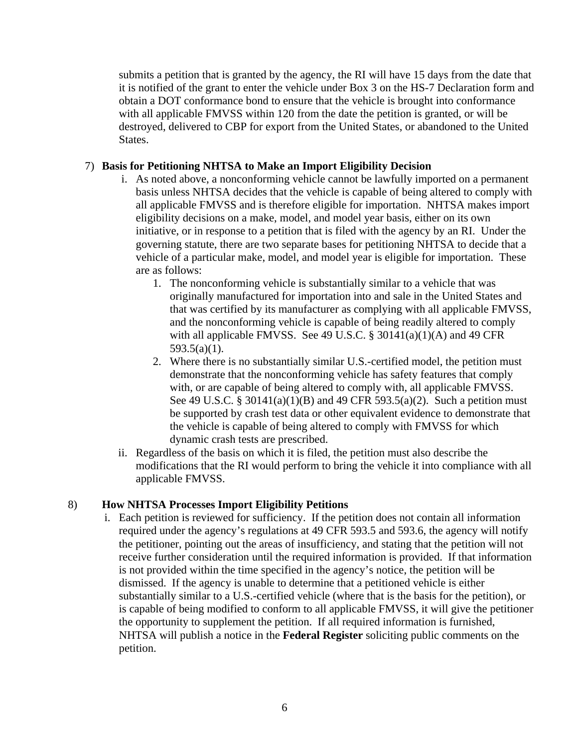submits a petition that is granted by the agency, the RI will have 15 days from the date that it is notified of the grant to enter the vehicle under Box 3 on the HS-7 Declaration form and obtain a DOT conformance bond to ensure that the vehicle is brought into conformance with all applicable FMVSS within 120 from the date the petition is granted, or will be destroyed, delivered to CBP for export from the United States, or abandoned to the United States.

7) **Basis for Petitioning NHTSA to Make an Import Eligibility Decision**

   i. As noted above, a nonconforming vehicle cannot be lawfully imported on a permanent basis unless NHTSA decides that the vehicle is capable of being altered to comply with all applicable FMVSS and is therefore eligible for importation. NHTSA makes import eligibility decisions on a make, model, and model year basis, either on its own initiative, or in response to a petition that is filed with the agency by an RI. Under the governing statute, there are two separate bases for petitioning NHTSA to decide that a vehicle of a particular make, model, and model year is eligible for importation. These are as follows:

      1. The nonconforming vehicle is substantially similar to a vehicle that was originally manufactured for importation into and sale in the United States and that was certified by its manufacturer as complying with all applicable FMVSS, and the nonconforming vehicle is capable of being readily altered to comply with all applicable FMVSS. See 49 U.S.C. § 30141(a)(1)(A) and 49 CFR 593.5(a)(1).
      2. Where there is no substantially similar U.S.-certified model, the petition must demonstrate that the nonconforming vehicle has safety features that comply with, or are capable of being altered to comply with, all applicable FMVSS. See 49 U.S.C. § 30141(a)(1)(B) and 49 CFR 593.5(a)(2). Such a petition must be supported by crash test data or other equivalent evidence to demonstrate that the vehicle is capable of being altered to comply with FMVSS for which dynamic crash tests are prescribed.

   ii. Regardless of the basis on which it is filed, the petition must also describe the modifications that the RI would perform to bring the vehicle it into compliance with all applicable FMVSS.

8) **How NHTSA Processes Import Eligibility Petitions**

   i. Each petition is reviewed for sufficiency. If the petition does not contain all information required under the agency's regulations at 49 CFR 593.5 and 593.6, the agency will notify the petitioner, pointing out the areas of insufficiency, and stating that the petition will not receive further consideration until the required information is provided. If that information is not provided within the time specified in the agency's notice, the petition will be dismissed. If the agency is unable to determine that a petitioned vehicle is either substantially similar to a U.S.-certified vehicle (where that is the basis for the petition), or is capable of being modified to conform to all applicable FMVSS, it will give the petitioner the opportunity to supplement the petition. If all required information is furnished, NHTSA will publish a notice in the **Federal Register** soliciting public comments on the petition.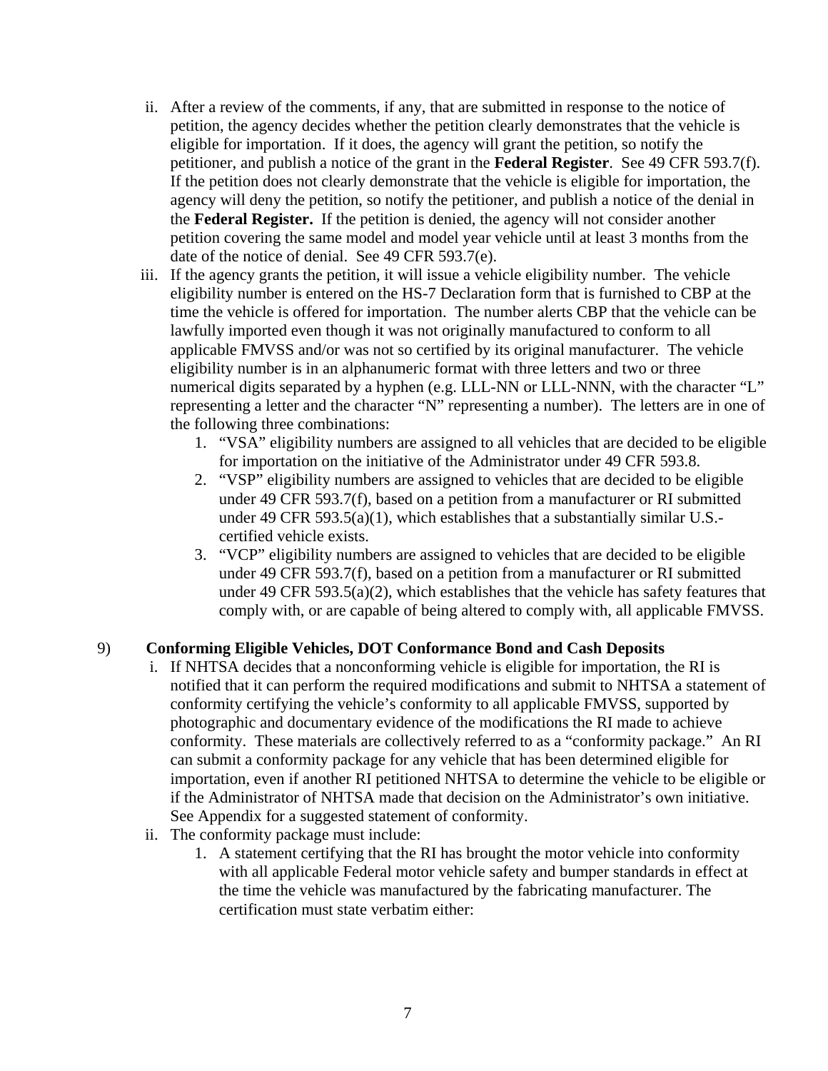ii. After a review of the comments, if any, that are submitted in response to the notice of petition, the agency decides whether the petition clearly demonstrates that the vehicle is eligible for importation. If it does, the agency will grant the petition, so notify the petitioner, and publish a notice of the grant in the **Federal Register**. See 49 CFR 593.7(f). If the petition does not clearly demonstrate that the vehicle is eligible for importation, the agency will deny the petition, so notify the petitioner, and publish a notice of the denial in the **Federal Register.** If the petition is denied, the agency will not consider another petition covering the same model and model year vehicle until at least 3 months from the date of the notice of denial. See 49 CFR 593.7(e).

iii. If the agency grants the petition, it will issue a vehicle eligibility number. The vehicle eligibility number is entered on the HS-7 Declaration form that is furnished to CBP at the time the vehicle is offered for importation. The number alerts CBP that the vehicle can be lawfully imported even though it was not originally manufactured to conform to all applicable FMVSS and/or was not so certified by its original manufacturer. The vehicle eligibility number is in an alphanumeric format with three letters and two or three numerical digits separated by a hyphen (e.g. LLL-NN or LLL-NNN, with the character "L" representing a letter and the character "N" representing a number). The letters are in one of the following three combinations:

   1. "VSA" eligibility numbers are assigned to all vehicles that are decided to be eligible for importation on the initiative of the Administrator under 49 CFR 593.8.
   2. "VSP" eligibility numbers are assigned to vehicles that are decided to be eligible under 49 CFR 593.7(f), based on a petition from a manufacturer or RI submitted under 49 CFR 593.5(a)(1), which establishes that a substantially similar U.S.-certified vehicle exists.
   3. "VCP" eligibility numbers are assigned to vehicles that are decided to be eligible under 49 CFR 593.7(f), based on a petition from a manufacturer or RI submitted under 49 CFR 593.5(a)(2), which establishes that the vehicle has safety features that comply with, or are capable of being altered to comply with, all applicable FMVSS.

9) **Conforming Eligible Vehicles, DOT Conformance Bond and Cash Deposits**

i. If NHTSA decides that a nonconforming vehicle is eligible for importation, the RI is notified that it can perform the required modifications and submit to NHTSA a statement of conformity certifying the vehicle's conformity to all applicable FMVSS, supported by photographic and documentary evidence of the modifications the RI made to achieve conformity. These materials are collectively referred to as a "conformity package." An RI can submit a conformity package for any vehicle that has been determined eligible for importation, even if another RI petitioned NHTSA to determine the vehicle to be eligible or if the Administrator of NHTSA made that decision on the Administrator's own initiative. See Appendix for a suggested statement of conformity.

ii. The conformity package must include:

   1. A statement certifying that the RI has brought the motor vehicle into conformity with all applicable Federal motor vehicle safety and bumper standards in effect at the time the vehicle was manufactured by the fabricating manufacturer. The certification must state verbatim either: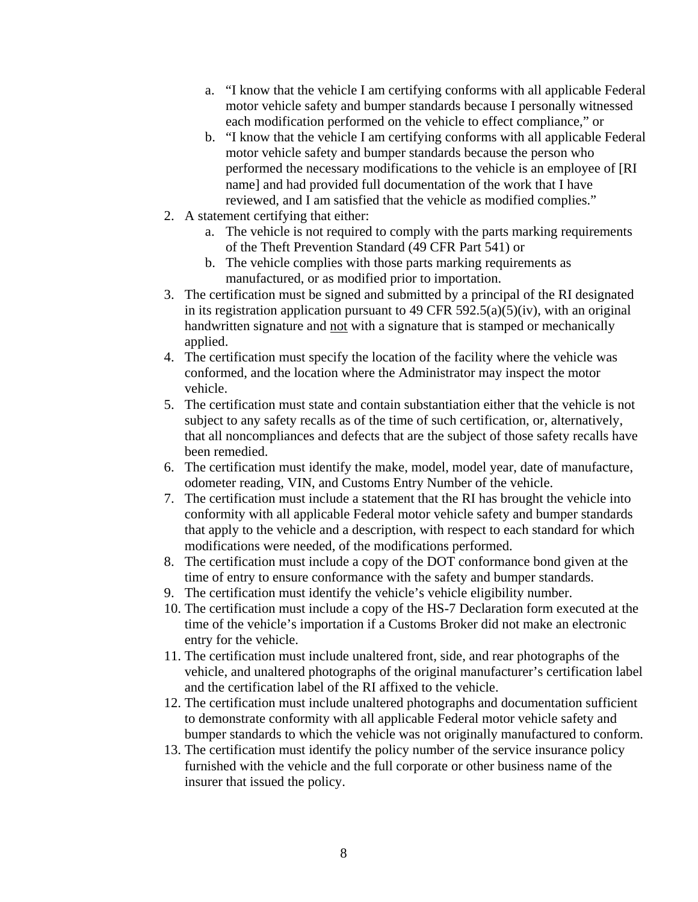a. "I know that the vehicle I am certifying conforms with all applicable Federal motor vehicle safety and bumper standards because I personally witnessed each modification performed on the vehicle to effect compliance," or
   b. "I know that the vehicle I am certifying conforms with all applicable Federal motor vehicle safety and bumper standards because the person who performed the necessary modifications to the vehicle is an employee of [RI name] and had provided full documentation of the work that I have reviewed, and I am satisfied that the vehicle as modified complies."
2. A statement certifying that either:
   a. The vehicle is not required to comply with the parts marking requirements of the Theft Prevention Standard (49 CFR Part 541) or
   b. The vehicle complies with those parts marking requirements as manufactured, or as modified prior to importation.
3. The certification must be signed and submitted by a principal of the RI designated in its registration application pursuant to 49 CFR 592.5(a)(5)(iv), with an original handwritten signature and <u>not</u> with a signature that is stamped or mechanically applied.
4. The certification must specify the location of the facility where the vehicle was conformed, and the location where the Administrator may inspect the motor vehicle.
5. The certification must state and contain substantiation either that the vehicle is not subject to any safety recalls as of the time of such certification, or, alternatively, that all noncompliances and defects that are the subject of those safety recalls have been remedied.
6. The certification must identify the make, model, model year, date of manufacture, odometer reading, VIN, and Customs Entry Number of the vehicle.
7. The certification must include a statement that the RI has brought the vehicle into conformity with all applicable Federal motor vehicle safety and bumper standards that apply to the vehicle and a description, with respect to each standard for which modifications were needed, of the modifications performed.
8. The certification must include a copy of the DOT conformance bond given at the time of entry to ensure conformance with the safety and bumper standards.
9. The certification must identify the vehicle's vehicle eligibility number.
10. The certification must include a copy of the HS-7 Declaration form executed at the time of the vehicle's importation if a Customs Broker did not make an electronic entry for the vehicle.
11. The certification must include unaltered front, side, and rear photographs of the vehicle, and unaltered photographs of the original manufacturer's certification label and the certification label of the RI affixed to the vehicle.
12. The certification must include unaltered photographs and documentation sufficient to demonstrate conformity with all applicable Federal motor vehicle safety and bumper standards to which the vehicle was not originally manufactured to conform.
13. The certification must identify the policy number of the service insurance policy furnished with the vehicle and the full corporate or other business name of the insurer that issued the policy.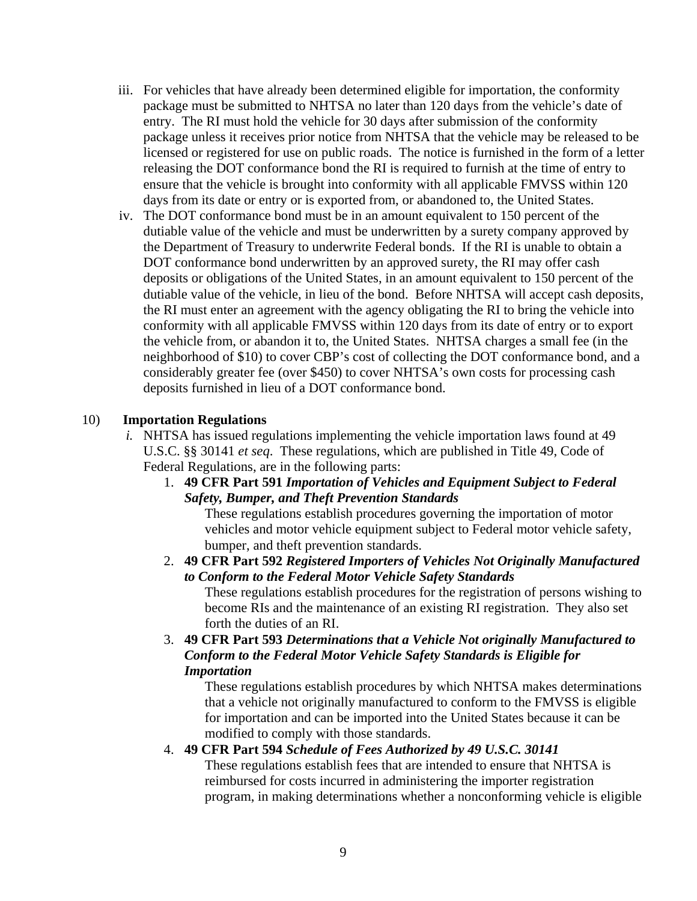iii. For vehicles that have already been determined eligible for importation, the conformity package must be submitted to NHTSA no later than 120 days from the vehicle's date of entry. The RI must hold the vehicle for 30 days after submission of the conformity package unless it receives prior notice from NHTSA that the vehicle may be released to be licensed or registered for use on public roads. The notice is furnished in the form of a letter releasing the DOT conformance bond the RI is required to furnish at the time of entry to ensure that the vehicle is brought into conformity with all applicable FMVSS within 120 days from its date or entry or is exported from, or abandoned to, the United States.

iv. The DOT conformance bond must be in an amount equivalent to 150 percent of the dutiable value of the vehicle and must be underwritten by a surety company approved by the Department of Treasury to underwrite Federal bonds. If the RI is unable to obtain a DOT conformance bond underwritten by an approved surety, the RI may offer cash deposits or obligations of the United States, in an amount equivalent to 150 percent of the dutiable value of the vehicle, in lieu of the bond. Before NHTSA will accept cash deposits, the RI must enter an agreement with the agency obligating the RI to bring the vehicle into conformity with all applicable FMVSS within 120 days from its date of entry or to export the vehicle from, or abandon it to, the United States. NHTSA charges a small fee (in the neighborhood of $10) to cover CBP's cost of collecting the DOT conformance bond, and a considerably greater fee (over $450) to cover NHTSA's own costs for processing cash deposits furnished in lieu of a DOT conformance bond.

10) **Importation Regulations**

*i.* NHTSA has issued regulations implementing the vehicle importation laws found at 49 U.S.C. §§ 30141 *et seq*. These regulations, which are published in Title 49, Code of Federal Regulations, are in the following parts:

1. **49 CFR Part 591** ***Importation of Vehicles and Equipment Subject to Federal Safety, Bumper, and Theft Prevention Standards***

   These regulations establish procedures governing the importation of motor vehicles and motor vehicle equipment subject to Federal motor vehicle safety, bumper, and theft prevention standards.

2. **49 CFR Part 592** ***Registered Importers of Vehicles Not Originally Manufactured to Conform to the Federal Motor Vehicle Safety Standards***

   These regulations establish procedures for the registration of persons wishing to become RIs and the maintenance of an existing RI registration. They also set forth the duties of an RI.

3. **49 CFR Part 593** ***Determinations that a Vehicle Not originally Manufactured to Conform to the Federal Motor Vehicle Safety Standards is Eligible for Importation***

   These regulations establish procedures by which NHTSA makes determinations that a vehicle not originally manufactured to conform to the FMVSS is eligible for importation and can be imported into the United States because it can be modified to comply with those standards.

4. **49 CFR Part 594** ***Schedule of Fees Authorized by 49 U.S.C. 30141***

   These regulations establish fees that are intended to ensure that NHTSA is reimbursed for costs incurred in administering the importer registration program, in making determinations whether a nonconforming vehicle is eligible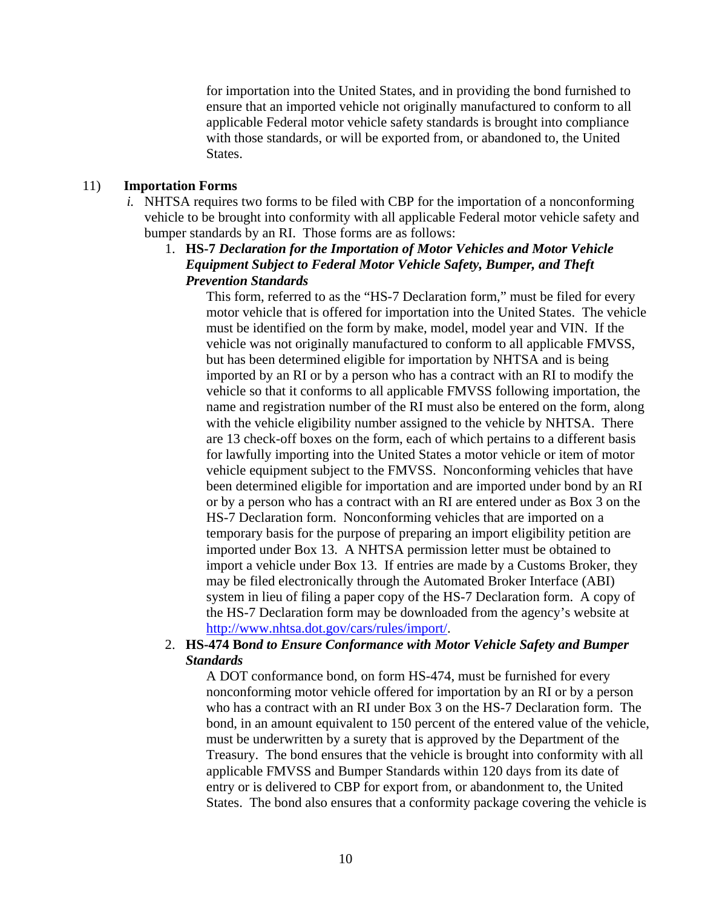for importation into the United States, and in providing the bond furnished to ensure that an imported vehicle not originally manufactured to conform to all applicable Federal motor vehicle safety standards is brought into compliance with those standards, or will be exported from, or abandoned to, the United States.

11) **Importation Forms**

*i.* NHTSA requires two forms to be filed with CBP for the importation of a nonconforming vehicle to be brought into conformity with all applicable Federal motor vehicle safety and bumper standards by an RI. Those forms are as follows:

1. **HS-7 *Declaration for the Importation of Motor Vehicles and Motor Vehicle Equipment Subject to Federal Motor Vehicle Safety, Bumper, and Theft Prevention Standards***

   This form, referred to as the "HS-7 Declaration form," must be filed for every motor vehicle that is offered for importation into the United States. The vehicle must be identified on the form by make, model, model year and VIN. If the vehicle was not originally manufactured to conform to all applicable FMVSS, but has been determined eligible for importation by NHTSA and is being imported by an RI or by a person who has a contract with an RI to modify the vehicle so that it conforms to all applicable FMVSS following importation, the name and registration number of the RI must also be entered on the form, along with the vehicle eligibility number assigned to the vehicle by NHTSA. There are 13 check-off boxes on the form, each of which pertains to a different basis for lawfully importing into the United States a motor vehicle or item of motor vehicle equipment subject to the FMVSS. Nonconforming vehicles that have been determined eligible for importation and are imported under bond by an RI or by a person who has a contract with an RI are entered under as Box 3 on the HS-7 Declaration form. Nonconforming vehicles that are imported on a temporary basis for the purpose of preparing an import eligibility petition are imported under Box 13. A NHTSA permission letter must be obtained to import a vehicle under Box 13. If entries are made by a Customs Broker, they may be filed electronically through the Automated Broker Interface (ABI) system in lieu of filing a paper copy of the HS-7 Declaration form. A copy of the HS-7 Declaration form may be downloaded from the agency's website at http://www.nhtsa.dot.gov/cars/rules/import/.

2. **HS-474 B*ond to Ensure Conformance with Motor Vehicle Safety and Bumper Standards***

   A DOT conformance bond, on form HS-474, must be furnished for every nonconforming motor vehicle offered for importation by an RI or by a person who has a contract with an RI under Box 3 on the HS-7 Declaration form. The bond, in an amount equivalent to 150 percent of the entered value of the vehicle, must be underwritten by a surety that is approved by the Department of the Treasury. The bond ensures that the vehicle is brought into conformity with all applicable FMVSS and Bumper Standards within 120 days from its date of entry or is delivered to CBP for export from, or abandonment to, the United States. The bond also ensures that a conformity package covering the vehicle is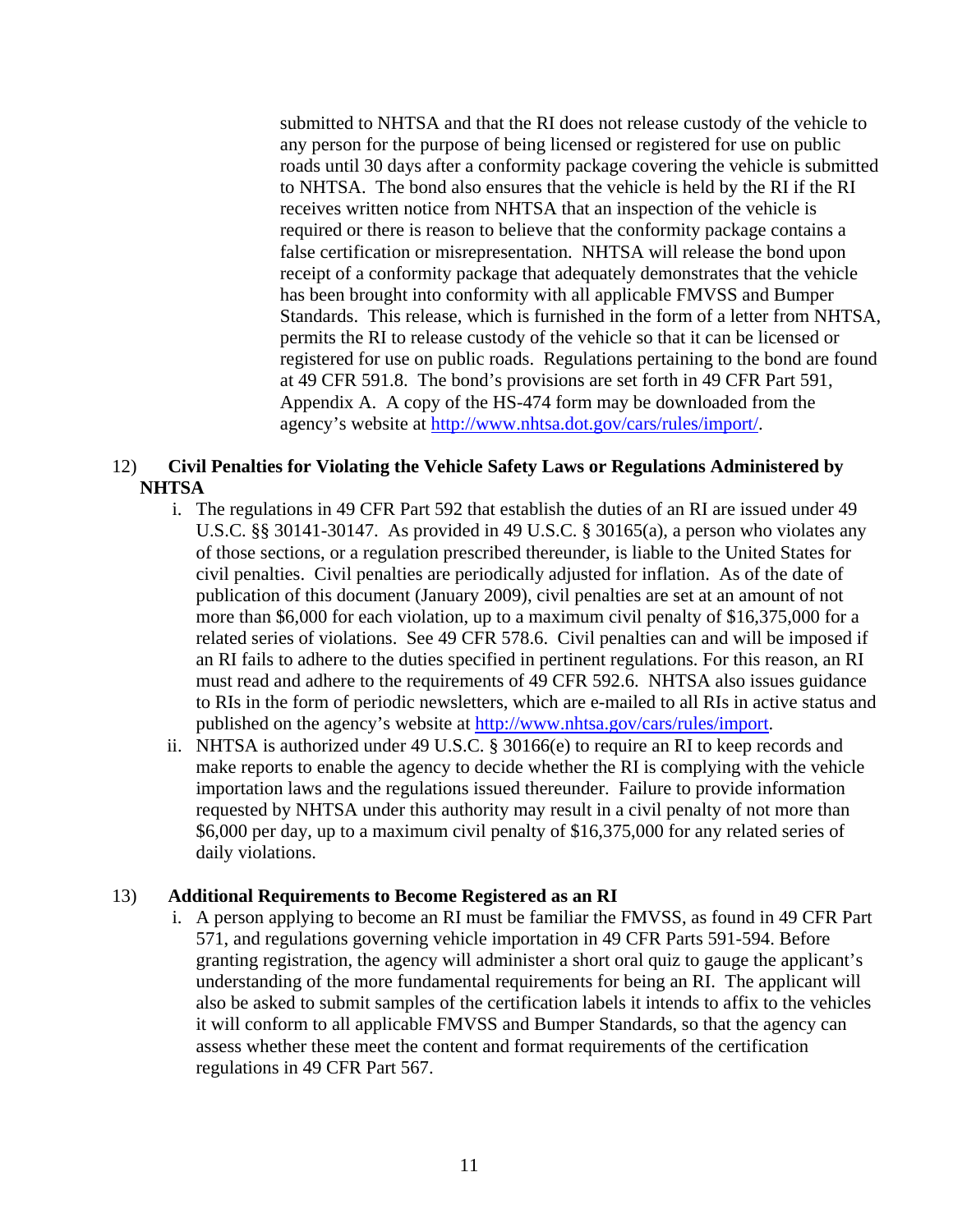submitted to NHTSA and that the RI does not release custody of the vehicle to any person for the purpose of being licensed or registered for use on public roads until 30 days after a conformity package covering the vehicle is submitted to NHTSA. The bond also ensures that the vehicle is held by the RI if the RI receives written notice from NHTSA that an inspection of the vehicle is required or there is reason to believe that the conformity package contains a false certification or misrepresentation. NHTSA will release the bond upon receipt of a conformity package that adequately demonstrates that the vehicle has been brought into conformity with all applicable FMVSS and Bumper Standards. This release, which is furnished in the form of a letter from NHTSA, permits the RI to release custody of the vehicle so that it can be licensed or registered for use on public roads. Regulations pertaining to the bond are found at 49 CFR 591.8. The bond's provisions are set forth in 49 CFR Part 591, Appendix A. A copy of the HS-474 form may be downloaded from the agency's website at http://www.nhtsa.dot.gov/cars/rules/import/.

12) **Civil Penalties for Violating the Vehicle Safety Laws or Regulations Administered by NHTSA**

   i. The regulations in 49 CFR Part 592 that establish the duties of an RI are issued under 49 U.S.C. §§ 30141-30147. As provided in 49 U.S.C. § 30165(a), a person who violates any of those sections, or a regulation prescribed thereunder, is liable to the United States for civil penalties. Civil penalties are periodically adjusted for inflation. As of the date of publication of this document (January 2009), civil penalties are set at an amount of not more than $6,000 for each violation, up to a maximum civil penalty of $16,375,000 for a related series of violations. See 49 CFR 578.6. Civil penalties can and will be imposed if an RI fails to adhere to the duties specified in pertinent regulations. For this reason, an RI must read and adhere to the requirements of 49 CFR 592.6. NHTSA also issues guidance to RIs in the form of periodic newsletters, which are e-mailed to all RIs in active status and published on the agency's website at http://www.nhtsa.gov/cars/rules/import.

   ii. NHTSA is authorized under 49 U.S.C. § 30166(e) to require an RI to keep records and make reports to enable the agency to decide whether the RI is complying with the vehicle importation laws and the regulations issued thereunder. Failure to provide information requested by NHTSA under this authority may result in a civil penalty of not more than $6,000 per day, up to a maximum civil penalty of $16,375,000 for any related series of daily violations.

13) **Additional Requirements to Become Registered as an RI**

   i. A person applying to become an RI must be familiar the FMVSS, as found in 49 CFR Part 571, and regulations governing vehicle importation in 49 CFR Parts 591-594. Before granting registration, the agency will administer a short oral quiz to gauge the applicant's understanding of the more fundamental requirements for being an RI. The applicant will also be asked to submit samples of the certification labels it intends to affix to the vehicles it will conform to all applicable FMVSS and Bumper Standards, so that the agency can assess whether these meet the content and format requirements of the certification regulations in 49 CFR Part 567.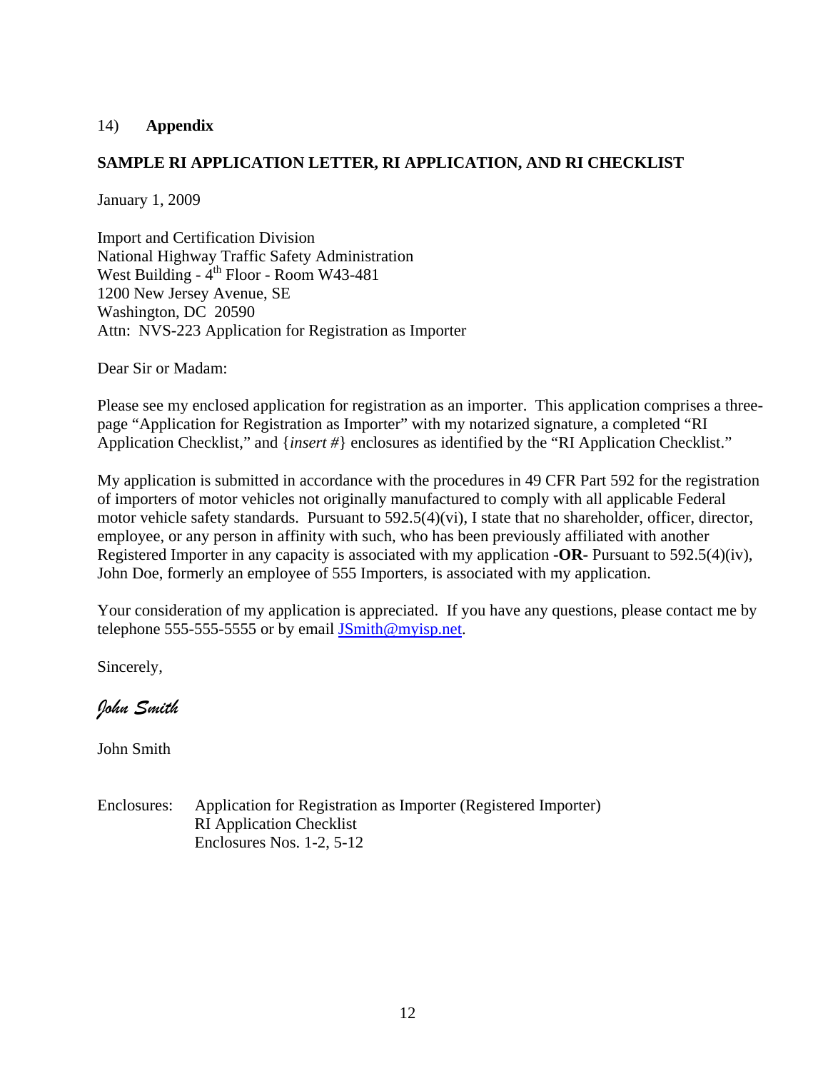14) **Appendix**

**SAMPLE RI APPLICATION LETTER, RI APPLICATION, AND RI CHECKLIST**

January 1, 2009

Import and Certification Division
National Highway Traffic Safety Administration
West Building - 4th Floor - Room W43-481
1200 New Jersey Avenue, SE
Washington, DC 20590
Attn: NVS-223 Application for Registration as Importer

Dear Sir or Madam:

Please see my enclosed application for registration as an importer. This application comprises a three-page "Application for Registration as Importer" with my notarized signature, a completed "RI Application Checklist," and {*insert #*} enclosures as identified by the "RI Application Checklist."

My application is submitted in accordance with the procedures in 49 CFR Part 592 for the registration of importers of motor vehicles not originally manufactured to comply with all applicable Federal motor vehicle safety standards. Pursuant to 592.5(4)(vi), I state that no shareholder, officer, director, employee, or any person in affinity with such, who has been previously affiliated with another Registered Importer in any capacity is associated with my application **-OR-** Pursuant to 592.5(4)(iv), John Doe, formerly an employee of 555 Importers, is associated with my application.

Your consideration of my application is appreciated. If you have any questions, please contact me by telephone 555-555-5555 or by email JSmith@myisp.net.

Sincerely,

*John Smith*

John Smith

Enclosures: Application for Registration as Importer (Registered Importer)
RI Application Checklist
Enclosures Nos. 1-2, 5-12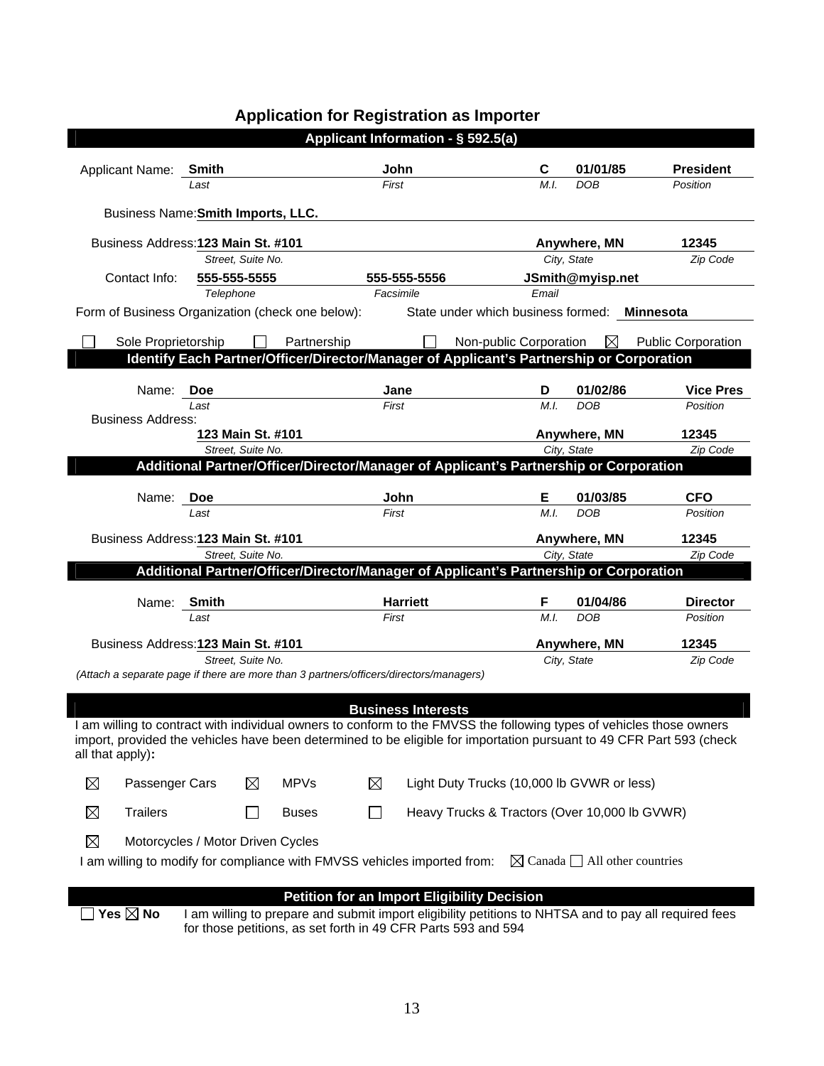# Application for Registration as Importer

## Applicant Information - § 592.5(a)

| Applicant Name: | Smith | John | C | 01/01/85 | President |
|---|---|---|---|---|---|
| | *Last* | *First* | *M.I.* | *DOB* | *Position* |

Business Name: **Smith Imports, LLC.**

| Business Address: | 123 Main St. #101 | | Anywhere, MN | 12345 |
|---|---|---|---|---|
| | *Street, Suite No.* | | *City, State* | *Zip Code* |
| Contact Info: | 555-555-5555 | 555-555-5556 | JSmith@myisp.net | |
| | *Telephone* | *Facsimile* | *Email* | |

Form of Business Organization (check one below): State under which business formed: **Minnesota**

☐ Sole Proprietorship ☐ Partnership ☐ Non-public Corporation ☒ Public Corporation

## Identify Each Partner/Officer/Director/Manager of Applicant's Partnership or Corporation

| Name: | Doe | Jane | D | 01/02/86 | Vice Pres |
|---|---|---|---|---|---|
| | *Last* | *First* | *M.I.* | *DOB* | *Position* |

Business Address:

| 123 Main St. #101 | Anywhere, MN | 12345 |
|---|---|---|
| *Street, Suite No.* | *City, State* | *Zip Code* |

## Additional Partner/Officer/Director/Manager of Applicant's Partnership or Corporation

| Name: | Doe | John | E | 01/03/85 | CFO |
|---|---|---|---|---|---|
| | *Last* | *First* | *M.I.* | *DOB* | *Position* |

| Business Address: | 123 Main St. #101 | Anywhere, MN | 12345 |
|---|---|---|---|
| | *Street, Suite No.* | *City, State* | *Zip Code* |

## Additional Partner/Officer/Director/Manager of Applicant's Partnership or Corporation

| Name: | Smith | Harriett | F | 01/04/86 | Director |
|---|---|---|---|---|---|
| | *Last* | *First* | *M.I.* | *DOB* | *Position* |

| Business Address: | 123 Main St. #101 | Anywhere, MN | 12345 |
|---|---|---|---|
| | *Street, Suite No.* | *City, State* | *Zip Code* |

*(Attach a separate page if there are more than 3 partners/officers/directors/managers)*

## Business Interests

I am willing to contract with individual owners to conform to the FMVSS the following types of vehicles those owners import, provided the vehicles have been determined to be eligible for importation pursuant to 49 CFR Part 593 (check all that apply)**:**

☒ Passenger Cars ☒ MPVs ☒ Light Duty Trucks (10,000 lb GVWR or less)

☒ Trailers ☐ Buses ☐ Heavy Trucks & Tractors (Over 10,000 lb GVWR)

☒ Motorcycles / Motor Driven Cycles

I am willing to modify for compliance with FMVSS vehicles imported from: ☒ Canada ☐ All other countries

## Petition for an Import Eligibility Decision

☐ **Yes** ☒ **No** I am willing to prepare and submit import eligibility petitions to NHTSA and to pay all required fees for those petitions, as set forth in 49 CFR Parts 593 and 594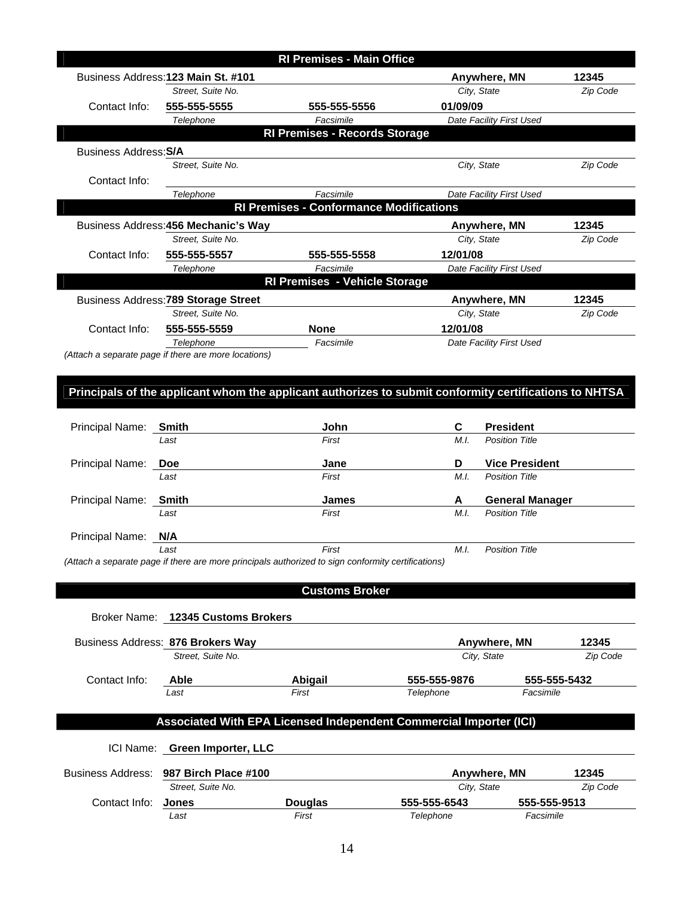## RI Premises - Main Office

| | Street, Suite No. | | City, State | Zip Code |
|---|---|---|---|---|
| Business Address: | **123 Main St. #101** | | **Anywhere, MN** | **12345** |

| | Telephone | Facsimile | Date Facility First Used |
|---|---|---|---|
| Contact Info: | **555-555-5555** | **555-555-5556** | **01/09/09** |

## RI Premises - Records Storage

| | Street, Suite No. | | City, State | Zip Code |
|---|---|---|---|---|
| Business Address: | **S/A** | | | |

| | Telephone | Facsimile | Date Facility First Used |
|---|---|---|---|
| Contact Info: | | | |

## RI Premises - Conformance Modifications

| | Street, Suite No. | | City, State | Zip Code |
|---|---|---|---|---|
| Business Address: | **456 Mechanic's Way** | | **Anywhere, MN** | **12345** |

| | Telephone | Facsimile | Date Facility First Used |
|---|---|---|---|
| Contact Info: | **555-555-5557** | **555-555-5558** | **12/01/08** |

## RI Premises - Vehicle Storage

| | Street, Suite No. | | City, State | Zip Code |
|---|---|---|---|---|
| Business Address: | **789 Storage Street** | | **Anywhere, MN** | **12345** |

| | Telephone | Facsimile | Date Facility First Used |
|---|---|---|---|
| Contact Info: | **555-555-5559** | **None** | **12/01/08** |

*(Attach a separate page if there are more locations)*

## Principals of the applicant whom the applicant authorizes to submit conformity certifications to NHTSA

| | Last | First | M.I. | Position Title |
|---|---|---|---|---|
| Principal Name: | **Smith** | **John** | **C** | **President** |
| Principal Name: | **Doe** | **Jane** | **D** | **Vice President** |
| Principal Name: | **Smith** | **James** | **A** | **General Manager** |
| Principal Name: | **N/A** | | | |

*(Attach a separate page if there are more principals authorized to sign conformity certifications)*

## Customs Broker

Broker Name: **12345 Customs Brokers**

| | Street, Suite No. | | City, State | Zip Code |
|---|---|---|---|---|
| Business Address: | **876 Brokers Way** | | **Anywhere, MN** | **12345** |

| | Last | First | Telephone | Facsimile |
|---|---|---|---|---|
| Contact Info: | **Able** | **Abigail** | **555-555-9876** | **555-555-5432** |

## Associated With EPA Licensed Independent Commercial Importer (ICI)

ICI Name: **Green Importer, LLC**

| | Street, Suite No. | | City, State | Zip Code |
|---|---|---|---|---|
| Business Address: | **987 Birch Place #100** | | **Anywhere, MN** | **12345** |

| | Last | First | Telephone | Facsimile |
|---|---|---|---|---|
| Contact Info: | **Jones** | **Douglas** | **555-555-6543** | **555-555-9513** |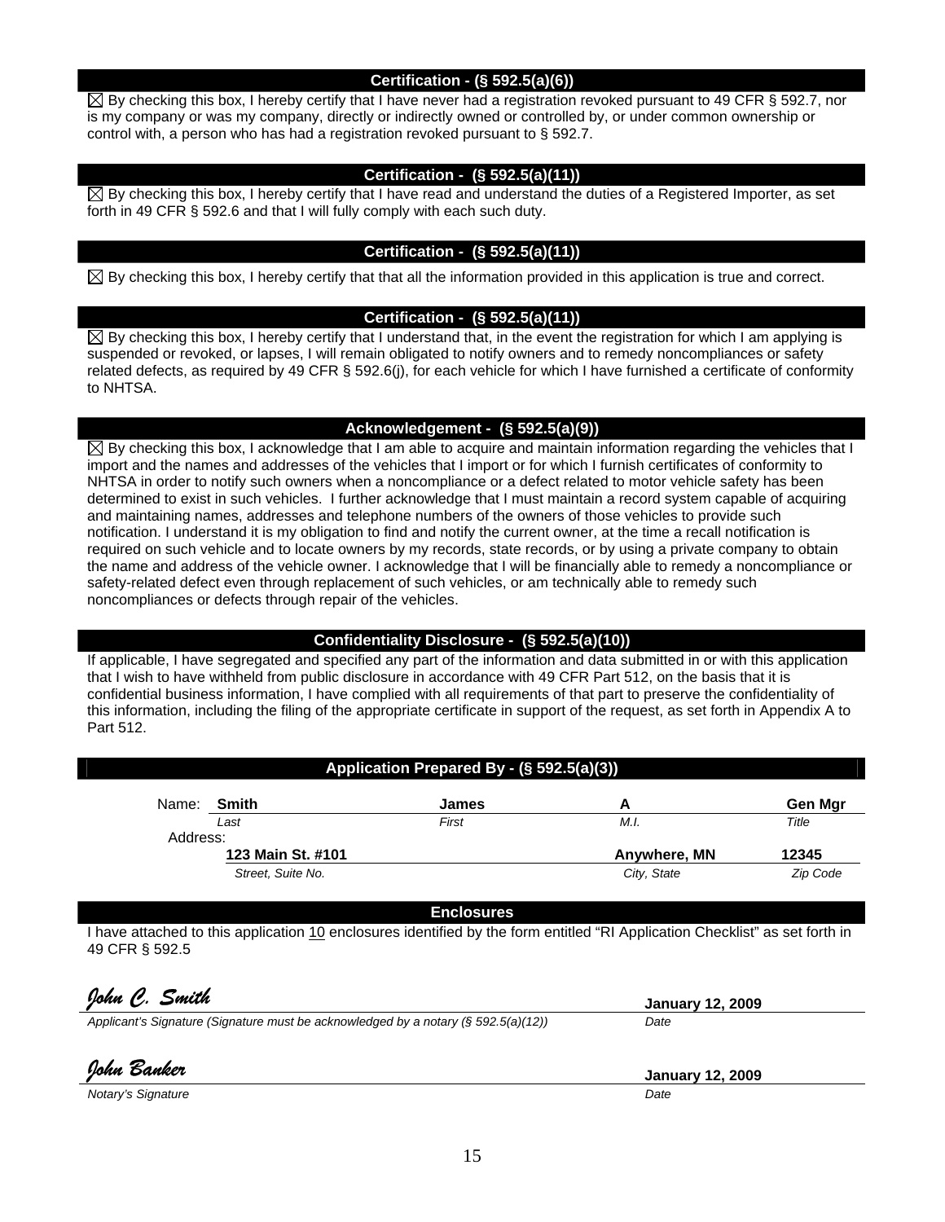## Certification - (§ 592.5(a)(6))

☒ By checking this box, I hereby certify that I have never had a registration revoked pursuant to 49 CFR § 592.7, nor is my company or was my company, directly or indirectly owned or controlled by, or under common ownership or control with, a person who has had a registration revoked pursuant to § 592.7.

## Certification - (§ 592.5(a)(11))

☒ By checking this box, I hereby certify that I have read and understand the duties of a Registered Importer, as set forth in 49 CFR § 592.6 and that I will fully comply with each such duty.

## Certification - (§ 592.5(a)(11))

☒ By checking this box, I hereby certify that that all the information provided in this application is true and correct.

## Certification - (§ 592.5(a)(11))

☒ By checking this box, I hereby certify that I understand that, in the event the registration for which I am applying is suspended or revoked, or lapses, I will remain obligated to notify owners and to remedy noncompliances or safety related defects, as required by 49 CFR § 592.6(j), for each vehicle for which I have furnished a certificate of conformity to NHTSA.

## Acknowledgement - (§ 592.5(a)(9))

☒ By checking this box, I acknowledge that I am able to acquire and maintain information regarding the vehicles that I import and the names and addresses of the vehicles that I import or for which I furnish certificates of conformity to NHTSA in order to notify such owners when a noncompliance or a defect related to motor vehicle safety has been determined to exist in such vehicles. I further acknowledge that I must maintain a record system capable of acquiring and maintaining names, addresses and telephone numbers of the owners of those vehicles to provide such notification. I understand it is my obligation to find and notify the current owner, at the time a recall notification is required on such vehicle and to locate owners by my records, state records, or by using a private company to obtain the name and address of the vehicle owner. I acknowledge that I will be financially able to remedy a noncompliance or safety-related defect even through replacement of such vehicles, or am technically able to remedy such noncompliances or defects through repair of the vehicles.

## Confidentiality Disclosure - (§ 592.5(a)(10))

If applicable, I have segregated and specified any part of the information and data submitted in or with this application that I wish to have withheld from public disclosure in accordance with 49 CFR Part 512, on the basis that it is confidential business information, I have complied with all requirements of that part to preserve the confidentiality of this information, including the filing of the appropriate certificate in support of the request, as set forth in Appendix A to Part 512.

## Application Prepared By - (§ 592.5(a)(3))

Name: **Smith** (*Last*) **James** (*First*) **A** (*M.I.*) **Gen Mgr** (*Title*)

Address: **123 Main St. #101** (*Street, Suite No.*) **Anywhere, MN** (*City, State*) **12345** (*Zip Code*)

## Enclosures

I have attached to this application 10 enclosures identified by the form entitled "RI Application Checklist" as set forth in 49 CFR § 592.5

*John C. Smith* **January 12, 2009**

*Applicant's Signature (Signature must be acknowledged by a notary (§ 592.5(a)(12))* *Date*

*John Banker* **January 12, 2009**

*Notary's Signature* *Date*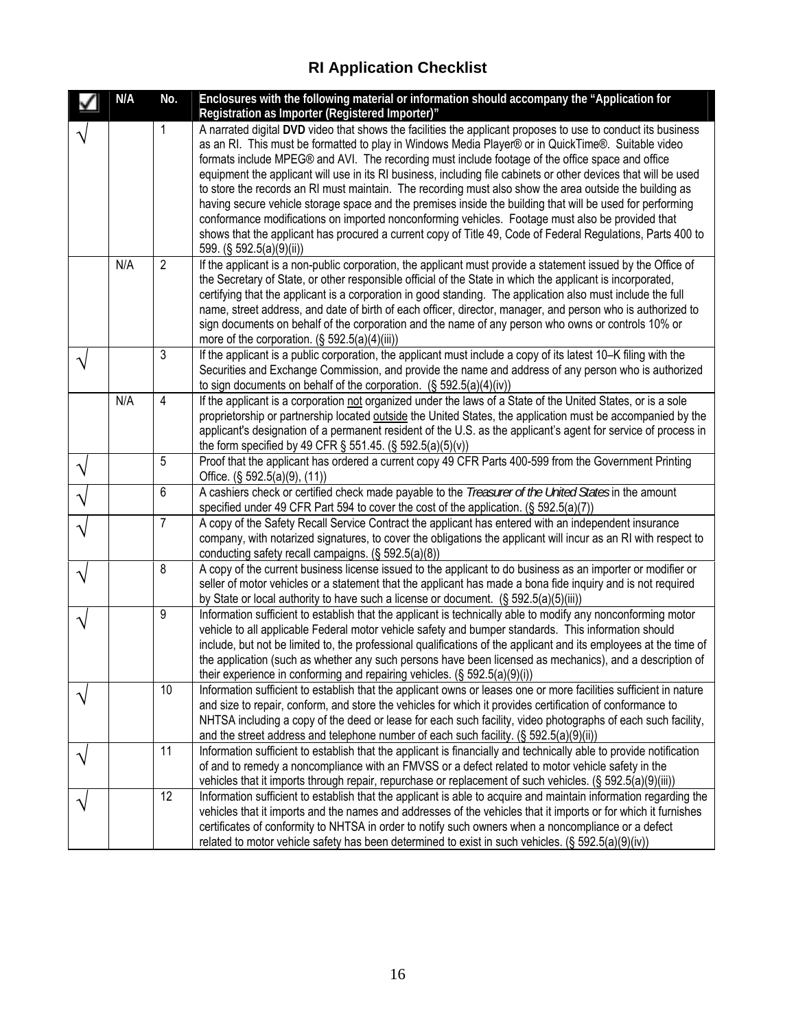# RI Application Checklist

| ☑ | N/A | No. | Enclosures with the following material or information should accompany the "Application for Registration as Importer (Registered Importer)" |
|---|---|---|---|
| √ | | 1 | A narrated digital **DVD** video that shows the facilities the applicant proposes to use to conduct its business as an RI. This must be formatted to play in Windows Media Player® or in QuickTime®. Suitable video formats include MPEG® and AVI. The recording must include footage of the office space and office equipment the applicant will use in its RI business, including file cabinets or other devices that will be used to store the records an RI must maintain. The recording must also show the area outside the building as having secure vehicle storage space and the premises inside the building that will be used for performing conformance modifications on imported nonconforming vehicles. Footage must also be provided that shows that the applicant has procured a current copy of Title 49, Code of Federal Regulations, Parts 400 to 599. (§ 592.5(a)(9)(ii)) |
| | N/A | 2 | If the applicant is a non-public corporation, the applicant must provide a statement issued by the Office of the Secretary of State, or other responsible official of the State in which the applicant is incorporated, certifying that the applicant is a corporation in good standing. The application also must include the full name, street address, and date of birth of each officer, director, manager, and person who is authorized to sign documents on behalf of the corporation and the name of any person who owns or controls 10% or more of the corporation. (§ 592.5(a)(4)(iii)) |
| √ | | 3 | If the applicant is a public corporation, the applicant must include a copy of its latest 10–K filing with the Securities and Exchange Commission, and provide the name and address of any person who is authorized to sign documents on behalf of the corporation. (§ 592.5(a)(4)(iv)) |
| | N/A | 4 | If the applicant is a corporation not organized under the laws of a State of the United States, or is a sole proprietorship or partnership located outside the United States, the application must be accompanied by the applicant's designation of a permanent resident of the U.S. as the applicant's agent for service of process in the form specified by 49 CFR § 551.45. (§ 592.5(a)(5)(v)) |
| √ | | 5 | Proof that the applicant has ordered a current copy 49 CFR Parts 400-599 from the Government Printing Office. (§ 592.5(a)(9), (11)) |
| √ | | 6 | A cashiers check or certified check made payable to the *Treasurer of the United States* in the amount specified under 49 CFR Part 594 to cover the cost of the application. (§ 592.5(a)(7)) |
| √ | | 7 | A copy of the Safety Recall Service Contract the applicant has entered with an independent insurance company, with notarized signatures, to cover the obligations the applicant will incur as an RI with respect to conducting safety recall campaigns. (§ 592.5(a)(8)) |
| √ | | 8 | A copy of the current business license issued to the applicant to do business as an importer or modifier or seller of motor vehicles or a statement that the applicant has made a bona fide inquiry and is not required by State or local authority to have such a license or document. (§ 592.5(a)(5)(iii)) |
| √ | | 9 | Information sufficient to establish that the applicant is technically able to modify any nonconforming motor vehicle to all applicable Federal motor vehicle safety and bumper standards. This information should include, but not be limited to, the professional qualifications of the applicant and its employees at the time of the application (such as whether any such persons have been licensed as mechanics), and a description of their experience in conforming and repairing vehicles. (§ 592.5(a)(9)(i)) |
| √ | | 10 | Information sufficient to establish that the applicant owns or leases one or more facilities sufficient in nature and size to repair, conform, and store the vehicles for which it provides certification of conformance to NHTSA including a copy of the deed or lease for each such facility, video photographs of each such facility, and the street address and telephone number of each such facility. (§ 592.5(a)(9)(ii)) |
| √ | | 11 | Information sufficient to establish that the applicant is financially and technically able to provide notification of and to remedy a noncompliance with an FMVSS or a defect related to motor vehicle safety in the vehicles that it imports through repair, repurchase or replacement of such vehicles. (§ 592.5(a)(9)(iii)) |
| √ | | 12 | Information sufficient to establish that the applicant is able to acquire and maintain information regarding the vehicles that it imports and the names and addresses of the vehicles that it imports or for which it furnishes certificates of conformity to NHTSA in order to notify such owners when a noncompliance or a defect related to motor vehicle safety has been determined to exist in such vehicles. (§ 592.5(a)(9)(iv)) |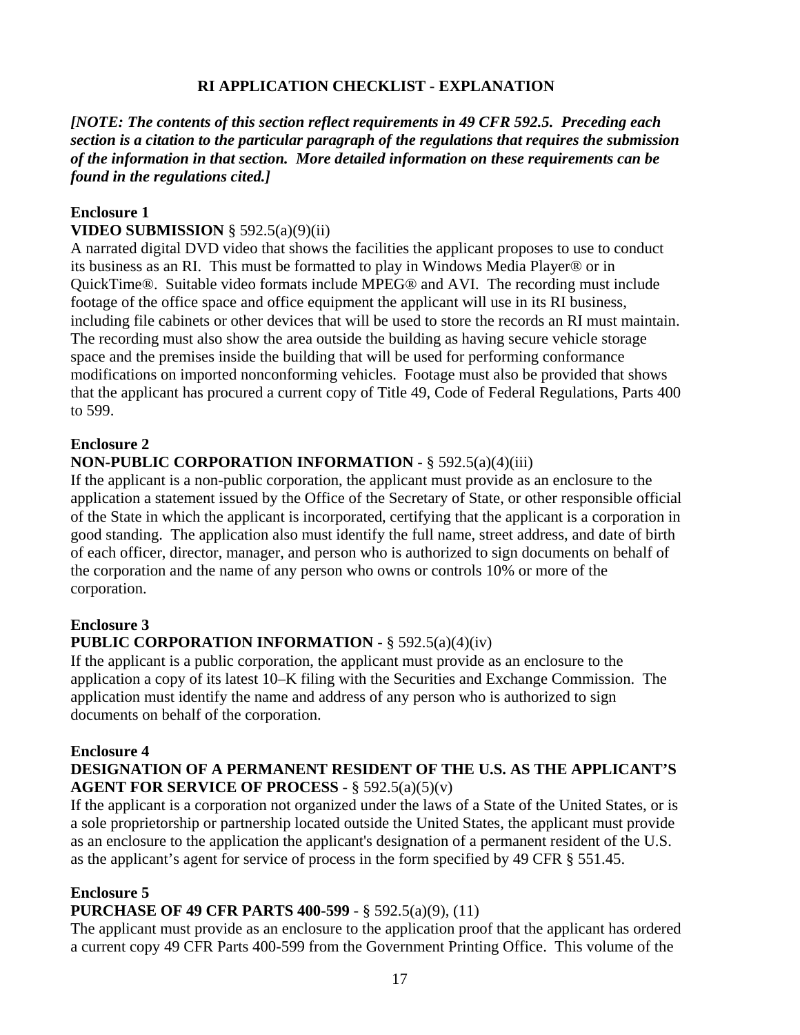## RI APPLICATION CHECKLIST - EXPLANATION

***[NOTE: The contents of this section reflect requirements in 49 CFR 592.5. Preceding each section is a citation to the particular paragraph of the regulations that requires the submission of the information in that section. More detailed information on these requirements can be found in the regulations cited.]***

**Enclosure 1**
**VIDEO SUBMISSION** § 592.5(a)(9)(ii)
A narrated digital DVD video that shows the facilities the applicant proposes to use to conduct its business as an RI. This must be formatted to play in Windows Media Player® or in QuickTime®. Suitable video formats include MPEG® and AVI. The recording must include footage of the office space and office equipment the applicant will use in its RI business, including file cabinets or other devices that will be used to store the records an RI must maintain. The recording must also show the area outside the building as having secure vehicle storage space and the premises inside the building that will be used for performing conformance modifications on imported nonconforming vehicles. Footage must also be provided that shows that the applicant has procured a current copy of Title 49, Code of Federal Regulations, Parts 400 to 599.

**Enclosure 2**
**NON-PUBLIC CORPORATION INFORMATION** - § 592.5(a)(4)(iii)
If the applicant is a non-public corporation, the applicant must provide as an enclosure to the application a statement issued by the Office of the Secretary of State, or other responsible official of the State in which the applicant is incorporated, certifying that the applicant is a corporation in good standing. The application also must identify the full name, street address, and date of birth of each officer, director, manager, and person who is authorized to sign documents on behalf of the corporation and the name of any person who owns or controls 10% or more of the corporation.

**Enclosure 3**
**PUBLIC CORPORATION INFORMATION** - § 592.5(a)(4)(iv)
If the applicant is a public corporation, the applicant must provide as an enclosure to the application a copy of its latest 10–K filing with the Securities and Exchange Commission. The application must identify the name and address of any person who is authorized to sign documents on behalf of the corporation.

**Enclosure 4**
**DESIGNATION OF A PERMANENT RESIDENT OF THE U.S. AS THE APPLICANT'S AGENT FOR SERVICE OF PROCESS** - § 592.5(a)(5)(v)
If the applicant is a corporation not organized under the laws of a State of the United States, or is a sole proprietorship or partnership located outside the United States, the applicant must provide as an enclosure to the application the applicant's designation of a permanent resident of the U.S. as the applicant's agent for service of process in the form specified by 49 CFR § 551.45.

**Enclosure 5**
**PURCHASE OF 49 CFR PARTS 400-599** - § 592.5(a)(9), (11)
The applicant must provide as an enclosure to the application proof that the applicant has ordered a current copy 49 CFR Parts 400-599 from the Government Printing Office. This volume of the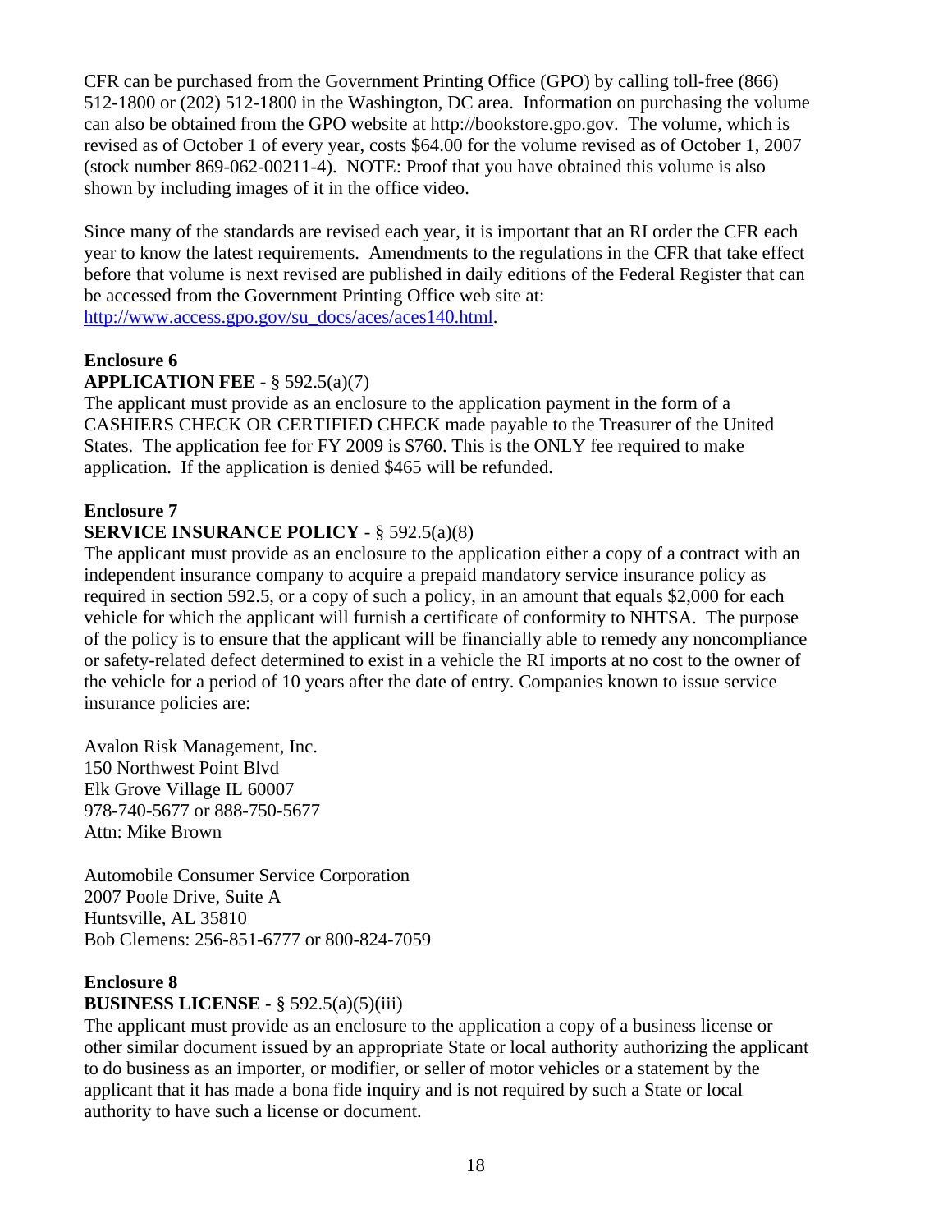CFR can be purchased from the Government Printing Office (GPO) by calling toll-free (866) 512-1800 or (202) 512-1800 in the Washington, DC area. Information on purchasing the volume can also be obtained from the GPO website at http://bookstore.gpo.gov. The volume, which is revised as of October 1 of every year, costs $64.00 for the volume revised as of October 1, 2007 (stock number 869-062-00211-4). NOTE: Proof that you have obtained this volume is also shown by including images of it in the office video.

Since many of the standards are revised each year, it is important that an RI order the CFR each year to know the latest requirements. Amendments to the regulations in the CFR that take effect before that volume is next revised are published in daily editions of the Federal Register that can be accessed from the Government Printing Office web site at: [http://www.access.gpo.gov/su_docs/aces/aces140.html](http://www.access.gpo.gov/su_docs/aces/aces140.html).

**Enclosure 6**
**APPLICATION FEE** - § 592.5(a)(7)
The applicant must provide as an enclosure to the application payment in the form of a CASHIERS CHECK OR CERTIFIED CHECK made payable to the Treasurer of the United States. The application fee for FY 2009 is $760. This is the ONLY fee required to make application. If the application is denied $465 will be refunded.

**Enclosure 7**
**SERVICE INSURANCE POLICY** - § 592.5(a)(8)
The applicant must provide as an enclosure to the application either a copy of a contract with an independent insurance company to acquire a prepaid mandatory service insurance policy as required in section 592.5, or a copy of such a policy, in an amount that equals $2,000 for each vehicle for which the applicant will furnish a certificate of conformity to NHTSA. The purpose of the policy is to ensure that the applicant will be financially able to remedy any noncompliance or safety-related defect determined to exist in a vehicle the RI imports at no cost to the owner of the vehicle for a period of 10 years after the date of entry. Companies known to issue service insurance policies are:

Avalon Risk Management, Inc.
150 Northwest Point Blvd
Elk Grove Village IL 60007
978-740-5677 or 888-750-5677
Attn: Mike Brown

Automobile Consumer Service Corporation
2007 Poole Drive, Suite A
Huntsville, AL 35810
Bob Clemens: 256-851-6777 or 800-824-7059

**Enclosure 8**
**BUSINESS LICENSE -** § 592.5(a)(5)(iii)
The applicant must provide as an enclosure to the application a copy of a business license or other similar document issued by an appropriate State or local authority authorizing the applicant to do business as an importer, or modifier, or seller of motor vehicles or a statement by the applicant that it has made a bona fide inquiry and is not required by such a State or local authority to have such a license or document.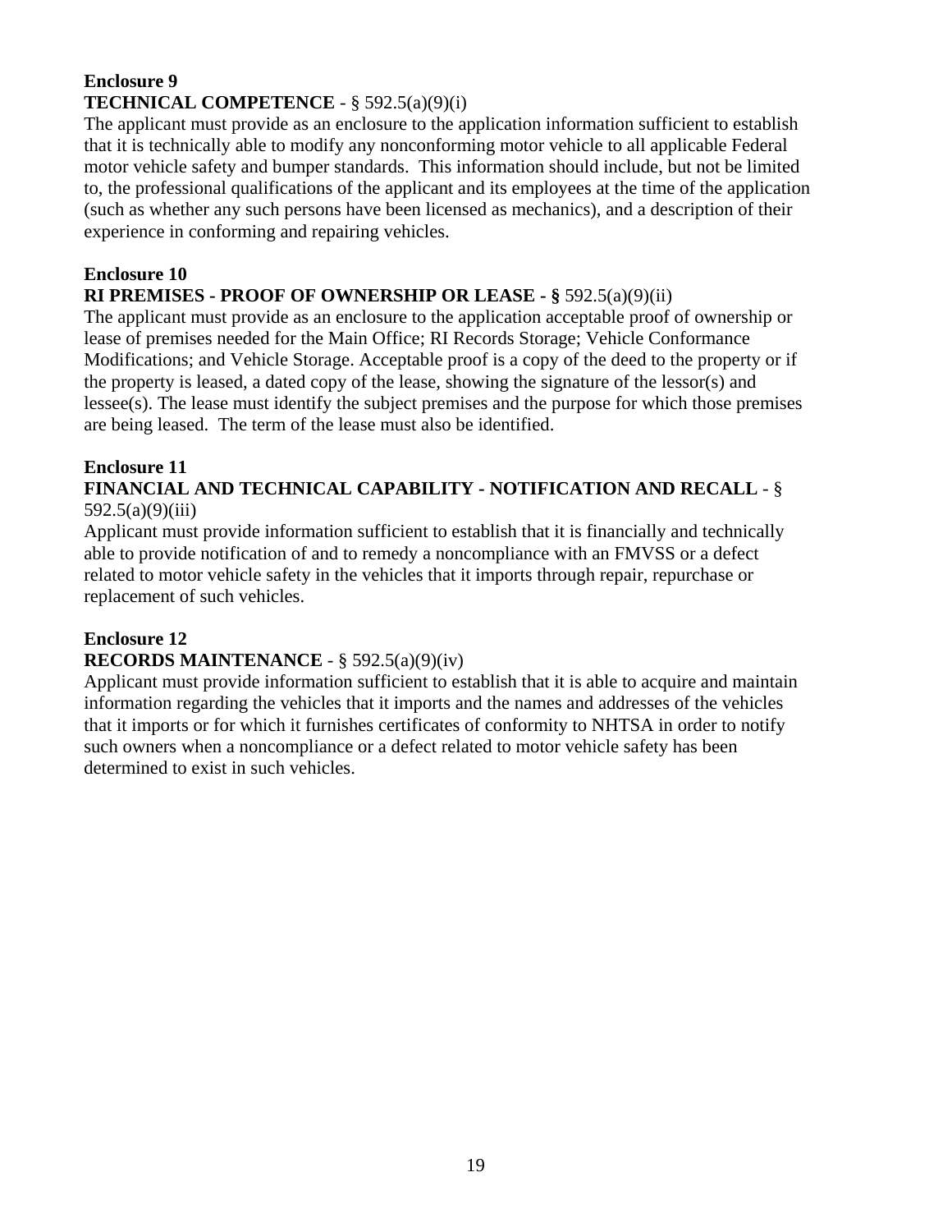**Enclosure 9**

**TECHNICAL COMPETENCE** - § 592.5(a)(9)(i)

The applicant must provide as an enclosure to the application information sufficient to establish that it is technically able to modify any nonconforming motor vehicle to all applicable Federal motor vehicle safety and bumper standards. This information should include, but not be limited to, the professional qualifications of the applicant and its employees at the time of the application (such as whether any such persons have been licensed as mechanics), and a description of their experience in conforming and repairing vehicles.

**Enclosure 10**

**RI PREMISES - PROOF OF OWNERSHIP OR LEASE - §** 592.5(a)(9)(ii)

The applicant must provide as an enclosure to the application acceptable proof of ownership or lease of premises needed for the Main Office; RI Records Storage; Vehicle Conformance Modifications; and Vehicle Storage. Acceptable proof is a copy of the deed to the property or if the property is leased, a dated copy of the lease, showing the signature of the lessor(s) and lessee(s). The lease must identify the subject premises and the purpose for which those premises are being leased. The term of the lease must also be identified.

**Enclosure 11**

**FINANCIAL AND TECHNICAL CAPABILITY - NOTIFICATION AND RECALL** - § 592.5(a)(9)(iii)

Applicant must provide information sufficient to establish that it is financially and technically able to provide notification of and to remedy a noncompliance with an FMVSS or a defect related to motor vehicle safety in the vehicles that it imports through repair, repurchase or replacement of such vehicles.

**Enclosure 12**

**RECORDS MAINTENANCE** - § 592.5(a)(9)(iv)

Applicant must provide information sufficient to establish that it is able to acquire and maintain information regarding the vehicles that it imports and the names and addresses of the vehicles that it imports or for which it furnishes certificates of conformity to NHTSA in order to notify such owners when a noncompliance or a defect related to motor vehicle safety has been determined to exist in such vehicles.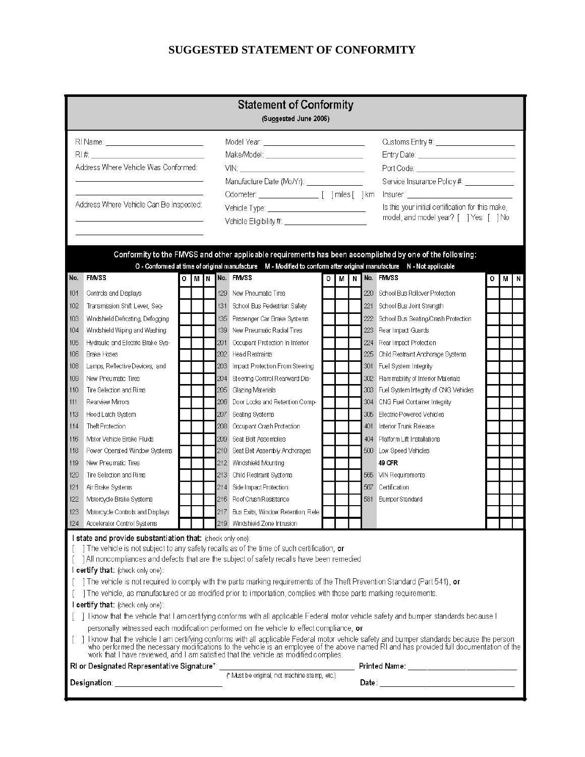# SUGGESTED STATEMENT OF CONFORMITY

## Statement of Conformity

(Suggested June 2006)

RI Name: ____________________

RI #: ____________________

Address Where Vehicle Was Conformed:

____________________

____________________

Address Where Vehicle Can Be Inspected:

____________________

____________________

Model Year: ____________________

Make/Model: ____________________

VIN: ____________________

Manufacture Date (Mo/Yr): ____________

Odometer: ____________ [ ] miles [ ] km

Vehicle Type: ____________________

Vehicle Eligibility #: ____________________

Customs Entry #: ____________________

Entry Date: ____________________

Port Code: ____________________

Service Insurance Policy #: ____________

Insurer: ____________________

Is this your initial certification for this make, model, and model year? [ ] Yes [ ] No

**Conformity to the FMVSS and other applicable requirements has been accomplished by one of the following:**

**O - Conformed at time of original manufacture  M - Modified to conform after original manufacture  N - Not applicable**

| No. | FMVSS | O | M | N | No. | FMVSS | O | M | N | No. | FMVSS | O | M | N |
|---|---|---|---|---|---|---|---|---|---|---|---|---|---|---|
| 101 | Controls and Displays | | | | 129 | New Pneumatic Tires | | | | 220 | School Bus Rollover Protection | | | |
| 102 | Transmission Shift Lever, Seq- | | | | 131 | School Bus Pedestrian Safety | | | | 221 | School Bus Joint Strength | | | |
| 103 | Windshield Defrosting, Defogging | | | | 135 | Passenger Car Brake Systems | | | | 222 | School Bus Seating/Crash Protection | | | |
| 104 | Windshield Wiping and Washing | | | | 139 | New Pneumatic Radial Tires | | | | 223 | Rear Impact Guards | | | |
| 105 | Hydraulic and Electric Brake Sys- | | | | 201 | Occupant Protection In Interior | | | | 224 | Rear Impact Protection | | | |
| 106 | Brake Hoses | | | | 202 | Head Restraints | | | | 225 | Child Restraint Anchorage Systems | | | |
| 108 | Lamps, Reflective Devices, and | | | | 203 | Impact Protection From Steering | | | | 301 | Fuel System Integrity | | | |
| 109 | New Pneumatic Tires | | | | 204 | Steering Control Rearward Dis- | | | | 302 | Flammability of Interior Materials | | | |
| 110 | Tire Selection and Rims | | | | 205 | Glazing Materials | | | | 303 | Fuel System Integrity of CNG Vehicles | | | |
| 111 | Rearview Mirrors | | | | 206 | Door Locks and Retention Comp- | | | | 304 | CNG Fuel Container Integrity | | | |
| 113 | Hood Latch System | | | | 207 | Seating Systems | | | | 305 | Electric-Powered Vehicles | | | |
| 114 | Theft Protection | | | | 208 | Occupant Crash Protection | | | | 401 | Interior Trunk Release | | | |
| 116 | Motor Vehicle Brake Fluids | | | | 209 | Seat Belt Assemblies | | | | 404 | Platform Lift Installations | | | |
| 118 | Power Operated Window Systems | | | | 210 | Seat Belt Assembly Anchorages | | | | 500 | Low Speed Vehicles | | | |
| 119 | New Pneumatic Tires | | | | 212 | Windshield Mounting | | | | | **49 CFR** | | | |
| 120 | Tire Selection and Rims | | | | 213 | Child Restraint Systems | | | | 565 | VIN Requirements | | | |
| 121 | Air Brake Systems | | | | 214 | Side Impact Protection | | | | 567 | Certification | | | |
| 122 | Motorcycle Brake Systems | | | | 216 | Roof Crush Resistance | | | | 581 | Bumper Standard | | | |
| 123 | Motorcycle Controls and Displays | | | | 217 | Bus Exits, Window Retention, Rele | | | | | | | | |
| 124 | Accelerator Control Systems | | | | 219 | Windshield Zone Intrusion | | | | | | | | |

**I state and provide substantiation that:** (check only one):

[ ] The vehicle is not subject to any safety recalls as of the time of such certification, **or**

[ ] All noncompliances and defects that are the subject of safety recalls have been remedied

**I certify that:** (check only one):

[ ] The vehicle is not required to comply with the parts marking requirements of the Theft Prevention Standard (Part 541), **or**

[ ] The vehicle, as manufactured or as modified prior to importation, complies with those parts marking requirements.

**I certify that:** (check only one):

[ ] I know that the vehicle that I am certifying conforms with all applicable Federal motor vehicle safety and bumper standards because I personally witnessed each modification performed on the vehicle to effect compliance, **or**

[ ] I know that the vehicle I am certifying conforms with all applicable Federal motor vehicle safety and bumper standards because the person who performed the necessary modifications to the vehicle is an employee of the above named RI and has provided full documentation of the work that I have reviewed, and I am satisfied that the vehicle as modified complies.

**RI or Designated Representative Signature\*:** ____________________ **Printed Name:** ____________________

(\* Must be original, not machine stamp, etc.)

**Designation:** ____________________ **Date:** ____________________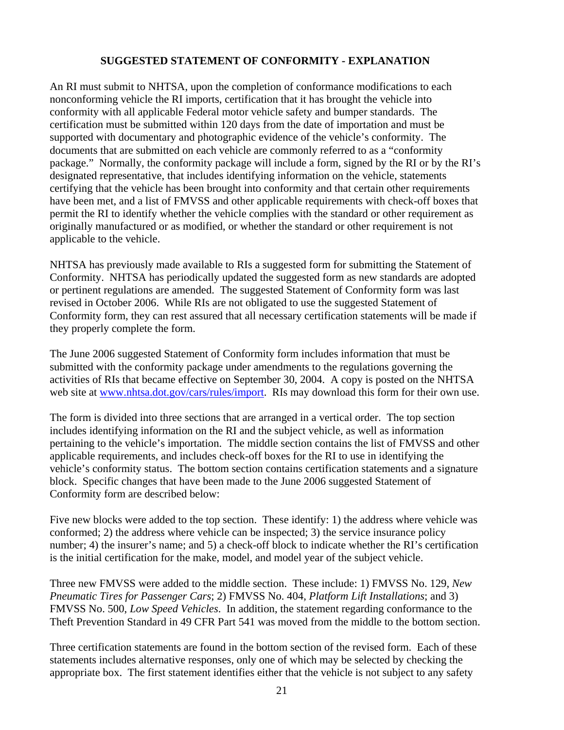## SUGGESTED STATEMENT OF CONFORMITY - EXPLANATION

An RI must submit to NHTSA, upon the completion of conformance modifications to each nonconforming vehicle the RI imports, certification that it has brought the vehicle into conformity with all applicable Federal motor vehicle safety and bumper standards. The certification must be submitted within 120 days from the date of importation and must be supported with documentary and photographic evidence of the vehicle's conformity. The documents that are submitted on each vehicle are commonly referred to as a "conformity package." Normally, the conformity package will include a form, signed by the RI or by the RI's designated representative, that includes identifying information on the vehicle, statements certifying that the vehicle has been brought into conformity and that certain other requirements have been met, and a list of FMVSS and other applicable requirements with check-off boxes that permit the RI to identify whether the vehicle complies with the standard or other requirement as originally manufactured or as modified, or whether the standard or other requirement is not applicable to the vehicle.

NHTSA has previously made available to RIs a suggested form for submitting the Statement of Conformity. NHTSA has periodically updated the suggested form as new standards are adopted or pertinent regulations are amended. The suggested Statement of Conformity form was last revised in October 2006. While RIs are not obligated to use the suggested Statement of Conformity form, they can rest assured that all necessary certification statements will be made if they properly complete the form.

The June 2006 suggested Statement of Conformity form includes information that must be submitted with the conformity package under amendments to the regulations governing the activities of RIs that became effective on September 30, 2004. A copy is posted on the NHTSA web site at www.nhtsa.dot.gov/cars/rules/import. RIs may download this form for their own use.

The form is divided into three sections that are arranged in a vertical order. The top section includes identifying information on the RI and the subject vehicle, as well as information pertaining to the vehicle's importation. The middle section contains the list of FMVSS and other applicable requirements, and includes check-off boxes for the RI to use in identifying the vehicle's conformity status. The bottom section contains certification statements and a signature block. Specific changes that have been made to the June 2006 suggested Statement of Conformity form are described below:

Five new blocks were added to the top section. These identify: 1) the address where vehicle was conformed; 2) the address where vehicle can be inspected; 3) the service insurance policy number; 4) the insurer's name; and 5) a check-off block to indicate whether the RI's certification is the initial certification for the make, model, and model year of the subject vehicle.

Three new FMVSS were added to the middle section. These include: 1) FMVSS No. 129, *New Pneumatic Tires for Passenger Cars*; 2) FMVSS No. 404, *Platform Lift Installations*; and 3) FMVSS No. 500, *Low Speed Vehicles*. In addition, the statement regarding conformance to the Theft Prevention Standard in 49 CFR Part 541 was moved from the middle to the bottom section.

Three certification statements are found in the bottom section of the revised form. Each of these statements includes alternative responses, only one of which may be selected by checking the appropriate box. The first statement identifies either that the vehicle is not subject to any safety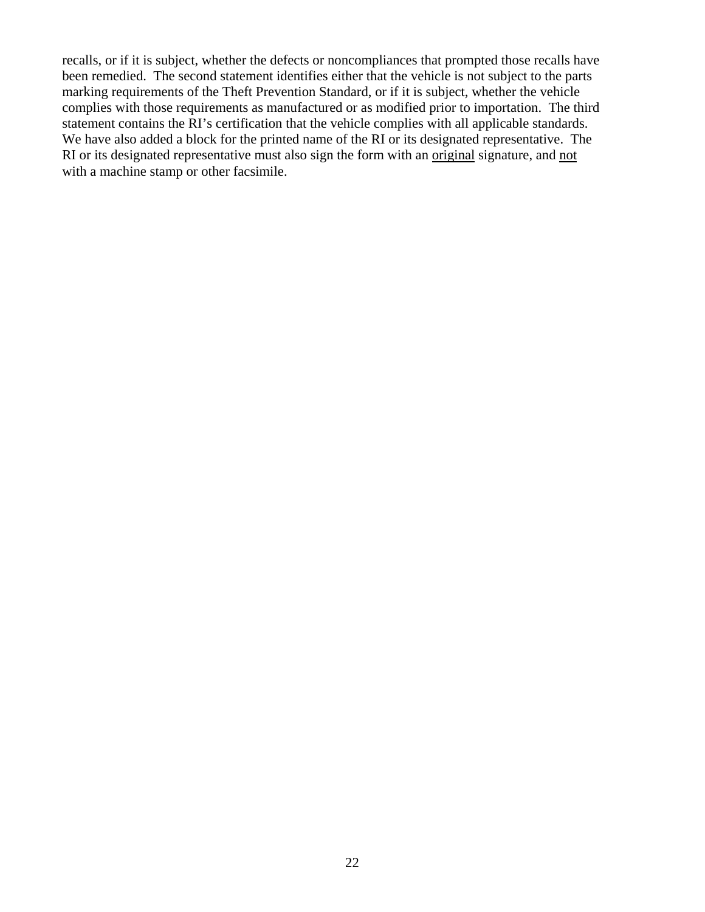recalls, or if it is subject, whether the defects or noncompliances that prompted those recalls have been remedied. The second statement identifies either that the vehicle is not subject to the parts marking requirements of the Theft Prevention Standard, or if it is subject, whether the vehicle complies with those requirements as manufactured or as modified prior to importation. The third statement contains the RI's certification that the vehicle complies with all applicable standards. We have also added a block for the printed name of the RI or its designated representative. The RI or its designated representative must also sign the form with an <u>original</u> signature, and <u>not</u> with a machine stamp or other facsimile.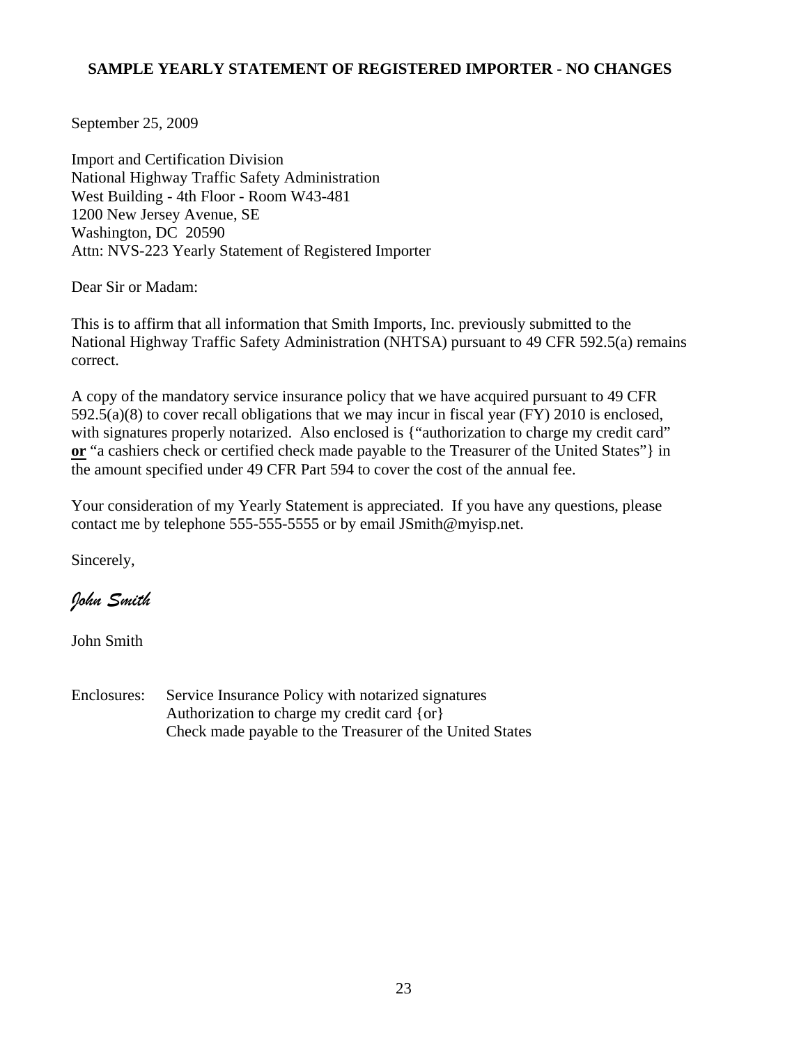**SAMPLE YEARLY STATEMENT OF REGISTERED IMPORTER - NO CHANGES**

September 25, 2009

Import and Certification Division
National Highway Traffic Safety Administration
West Building - 4th Floor - Room W43-481
1200 New Jersey Avenue, SE
Washington, DC 20590
Attn: NVS-223 Yearly Statement of Registered Importer

Dear Sir or Madam:

This is to affirm that all information that Smith Imports, Inc. previously submitted to the National Highway Traffic Safety Administration (NHTSA) pursuant to 49 CFR 592.5(a) remains correct.

A copy of the mandatory service insurance policy that we have acquired pursuant to 49 CFR 592.5(a)(8) to cover recall obligations that we may incur in fiscal year (FY) 2010 is enclosed, with signatures properly notarized. Also enclosed is {"authorization to charge my credit card" **or** "a cashiers check or certified check made payable to the Treasurer of the United States"} in the amount specified under 49 CFR Part 594 to cover the cost of the annual fee.

Your consideration of my Yearly Statement is appreciated. If you have any questions, please contact me by telephone 555-555-5555 or by email JSmith@myisp.net.

Sincerely,

*John Smith*

John Smith

Enclosures: Service Insurance Policy with notarized signatures
Authorization to charge my credit card {or}
Check made payable to the Treasurer of the United States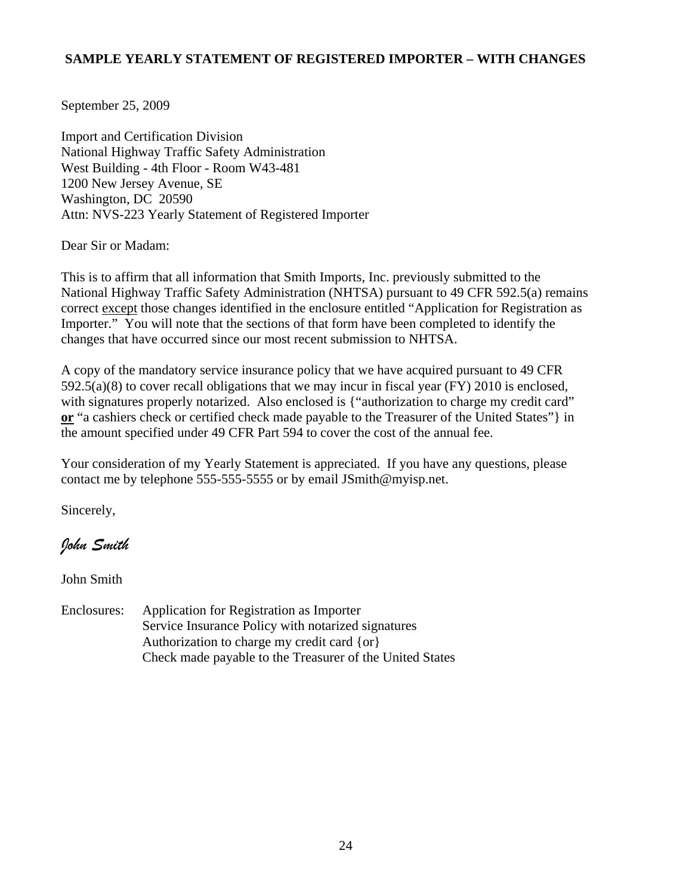**SAMPLE YEARLY STATEMENT OF REGISTERED IMPORTER – WITH CHANGES**

September 25, 2009

Import and Certification Division  
National Highway Traffic Safety Administration  
West Building - 4th Floor - Room W43-481  
1200 New Jersey Avenue, SE  
Washington, DC 20590  
Attn: NVS-223 Yearly Statement of Registered Importer

Dear Sir or Madam:

This is to affirm that all information that Smith Imports, Inc. previously submitted to the National Highway Traffic Safety Administration (NHTSA) pursuant to 49 CFR 592.5(a) remains correct <u>except</u> those changes identified in the enclosure entitled "Application for Registration as Importer." You will note that the sections of that form have been completed to identify the changes that have occurred since our most recent submission to NHTSA.

A copy of the mandatory service insurance policy that we have acquired pursuant to 49 CFR 592.5(a)(8) to cover recall obligations that we may incur in fiscal year (FY) 2010 is enclosed, with signatures properly notarized. Also enclosed is {"authorization to charge my credit card" **<u>or</u>** "a cashiers check or certified check made payable to the Treasurer of the United States"} in the amount specified under 49 CFR Part 594 to cover the cost of the annual fee.

Your consideration of my Yearly Statement is appreciated. If you have any questions, please contact me by telephone 555-555-5555 or by email JSmith@myisp.net.

Sincerely,

*John Smith*

John Smith

Enclosures: Application for Registration as Importer  
Service Insurance Policy with notarized signatures  
Authorization to charge my credit card {or}  
Check made payable to the Treasurer of the United States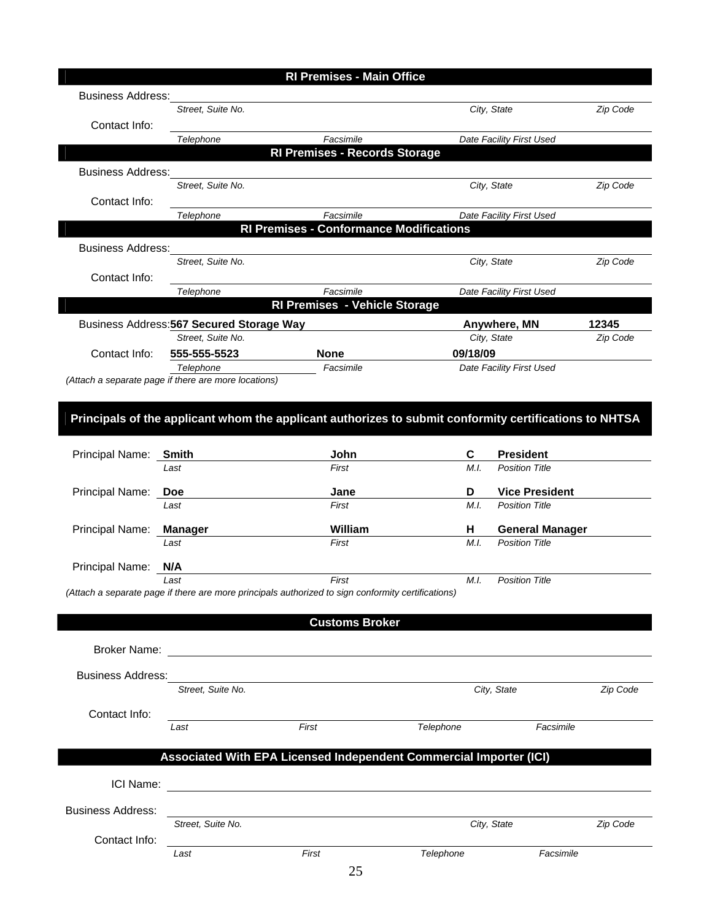## RI Premises - Main Office

Business Address: ______________________________

| Street, Suite No. | City, State | Zip Code |
|---|---|---|
| | | |

Contact Info:

| Telephone | Facsimile | Date Facility First Used |
|---|---|---|
| | | |

## RI Premises - Records Storage

Business Address: ______________________________

| Street, Suite No. | City, State | Zip Code |
|---|---|---|
| | | |

Contact Info:

| Telephone | Facsimile | Date Facility First Used |
|---|---|---|
| | | |

## RI Premises - Conformance Modifications

Business Address: ______________________________

| Street, Suite No. | City, State | Zip Code |
|---|---|---|
| | | |

Contact Info:

| Telephone | Facsimile | Date Facility First Used |
|---|---|---|
| | | |

## RI Premises - Vehicle Storage

Business Address:

| Street, Suite No. | City, State | Zip Code |
|---|---|---|
| **567 Secured Storage Way** | **Anywhere, MN** | **12345** |

Contact Info:

| Telephone | Facsimile | Date Facility First Used |
|---|---|---|
| **555-555-5523** | **None** | **09/18/09** |

*(Attach a separate page if there are more locations)*

## Principals of the applicant whom the applicant authorizes to submit conformity certifications to NHTSA

| | Last | First | M.I. | Position Title |
|---|---|---|---|---|
| Principal Name: | **Smith** | **John** | **C** | **President** |
| Principal Name: | **Doe** | **Jane** | **D** | **Vice President** |
| Principal Name: | **Manager** | **William** | **H** | **General Manager** |
| Principal Name: | **N/A** | | | |

*(Attach a separate page if there are more principals authorized to sign conformity certifications)*

## Customs Broker

Broker Name: ______________________________

Business Address:

| Street, Suite No. | City, State | Zip Code |
|---|---|---|
| | | |

Contact Info:

| Last | First | Telephone | Facsimile |
|---|---|---|---|
| | | | |

## Associated With EPA Licensed Independent Commercial Importer (ICI)

ICI Name: ______________________________

Business Address:

| Street, Suite No. | City, State | Zip Code |
|---|---|---|
| | | |

Contact Info:

| Last | First | Telephone | Facsimile |
|---|---|---|---|
| | | | |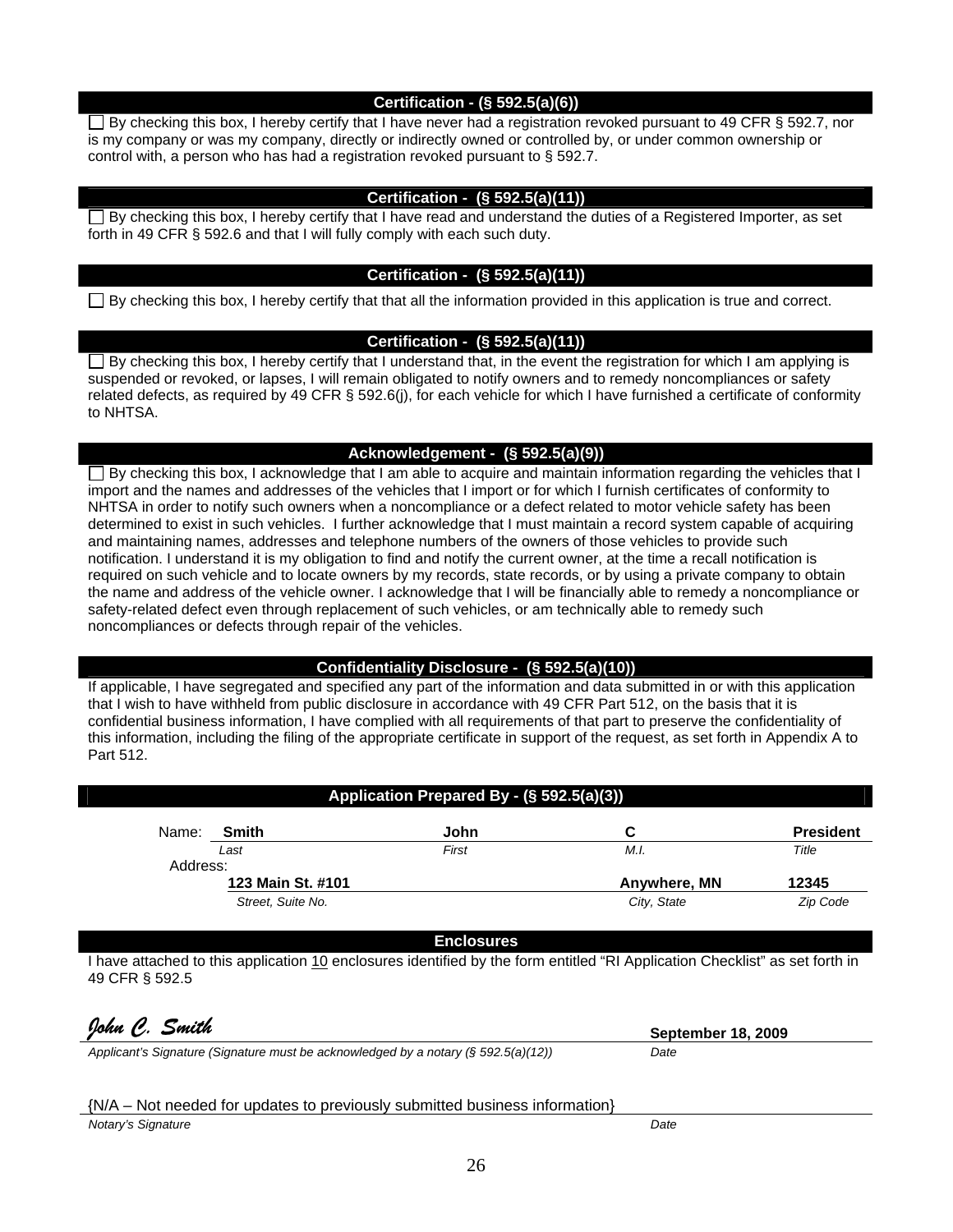## Certification - (§ 592.5(a)(6))

☐ By checking this box, I hereby certify that I have never had a registration revoked pursuant to 49 CFR § 592.7, nor is my company or was my company, directly or indirectly owned or controlled by, or under common ownership or control with, a person who has had a registration revoked pursuant to § 592.7.

## Certification - (§ 592.5(a)(11))

☐ By checking this box, I hereby certify that I have read and understand the duties of a Registered Importer, as set forth in 49 CFR § 592.6 and that I will fully comply with each such duty.

## Certification - (§ 592.5(a)(11))

☐ By checking this box, I hereby certify that that all the information provided in this application is true and correct.

## Certification - (§ 592.5(a)(11))

☐ By checking this box, I hereby certify that I understand that, in the event the registration for which I am applying is suspended or revoked, or lapses, I will remain obligated to notify owners and to remedy noncompliances or safety related defects, as required by 49 CFR § 592.6(j), for each vehicle for which I have furnished a certificate of conformity to NHTSA.

## Acknowledgement - (§ 592.5(a)(9))

☐ By checking this box, I acknowledge that I am able to acquire and maintain information regarding the vehicles that I import and the names and addresses of the vehicles that I import or for which I furnish certificates of conformity to NHTSA in order to notify such owners when a noncompliance or a defect related to motor vehicle safety has been determined to exist in such vehicles. I further acknowledge that I must maintain a record system capable of acquiring and maintaining names, addresses and telephone numbers of the owners of those vehicles to provide such notification. I understand it is my obligation to find and notify the current owner, at the time a recall notification is required on such vehicle and to locate owners by my records, state records, or by using a private company to obtain the name and address of the vehicle owner. I acknowledge that I will be financially able to remedy a noncompliance or safety-related defect even through replacement of such vehicles, or am technically able to remedy such noncompliances or defects through repair of the vehicles.

## Confidentiality Disclosure - (§ 592.5(a)(10))

If applicable, I have segregated and specified any part of the information and data submitted in or with this application that I wish to have withheld from public disclosure in accordance with 49 CFR Part 512, on the basis that it is confidential business information, I have complied with all requirements of that part to preserve the confidentiality of this information, including the filing of the appropriate certificate in support of the request, as set forth in Appendix A to Part 512.

## Application Prepared By - (§ 592.5(a)(3))

Name: **Smith** (*Last*) **John** (*First*) **C** (*M.I.*) **President** (*Title*)

Address:
**123 Main St. #101** (*Street, Suite No.*) **Anywhere, MN** (*City, State*) **12345** (*Zip Code*)

## Enclosures

I have attached to this application 10 enclosures identified by the form entitled "RI Application Checklist" as set forth in 49 CFR § 592.5

*John C. Smith* **September 18, 2009**

*Applicant's Signature (Signature must be acknowledged by a notary (§ 592.5(a)(12))* *Date*

{N/A – Not needed for updates to previously submitted business information}

*Notary's Signature* *Date*